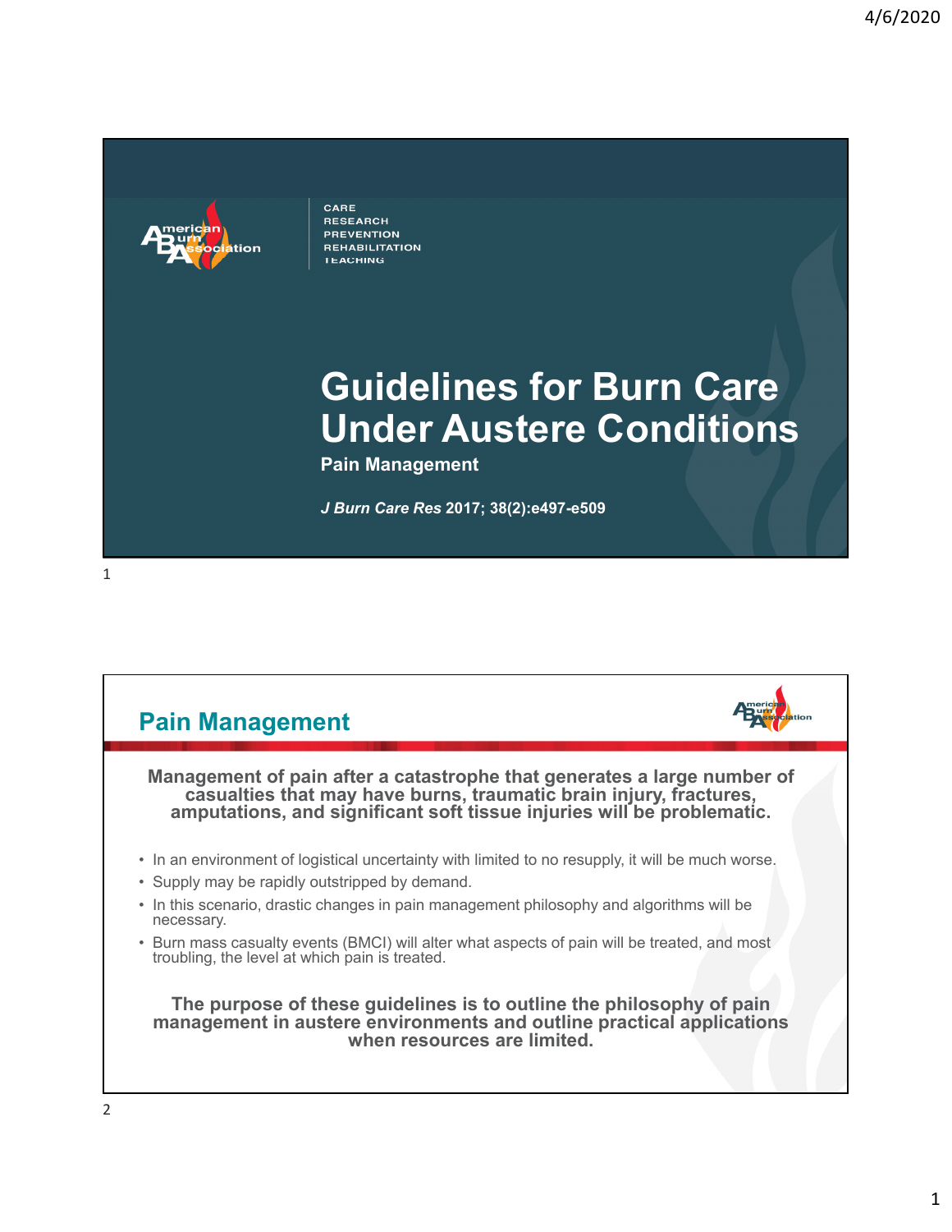CARE
RESEARCH
PREVENTION
REHABILITATION
TEACHING

# Guidelines for Burn Care Under Austere Conditions

**Pain Management**

***J Burn Care Res* 2017; 38(2):e497-e509**

## Pain Management

**Management of pain after a catastrophe that generates a large number of casualties that may have burns, traumatic brain injury, fractures, amputations, and significant soft tissue injuries will be problematic.**

- In an environment of logistical uncertainty with limited to no resupply, it will be much worse.
- Supply may be rapidly outstripped by demand.
- In this scenario, drastic changes in pain management philosophy and algorithms will be necessary.
- Burn mass casualty events (BMCI) will alter what aspects of pain will be treated, and most troubling, the level at which pain is treated.

**The purpose of these guidelines is to outline the philosophy of pain management in austere environments and outline practical applications when resources are limited.**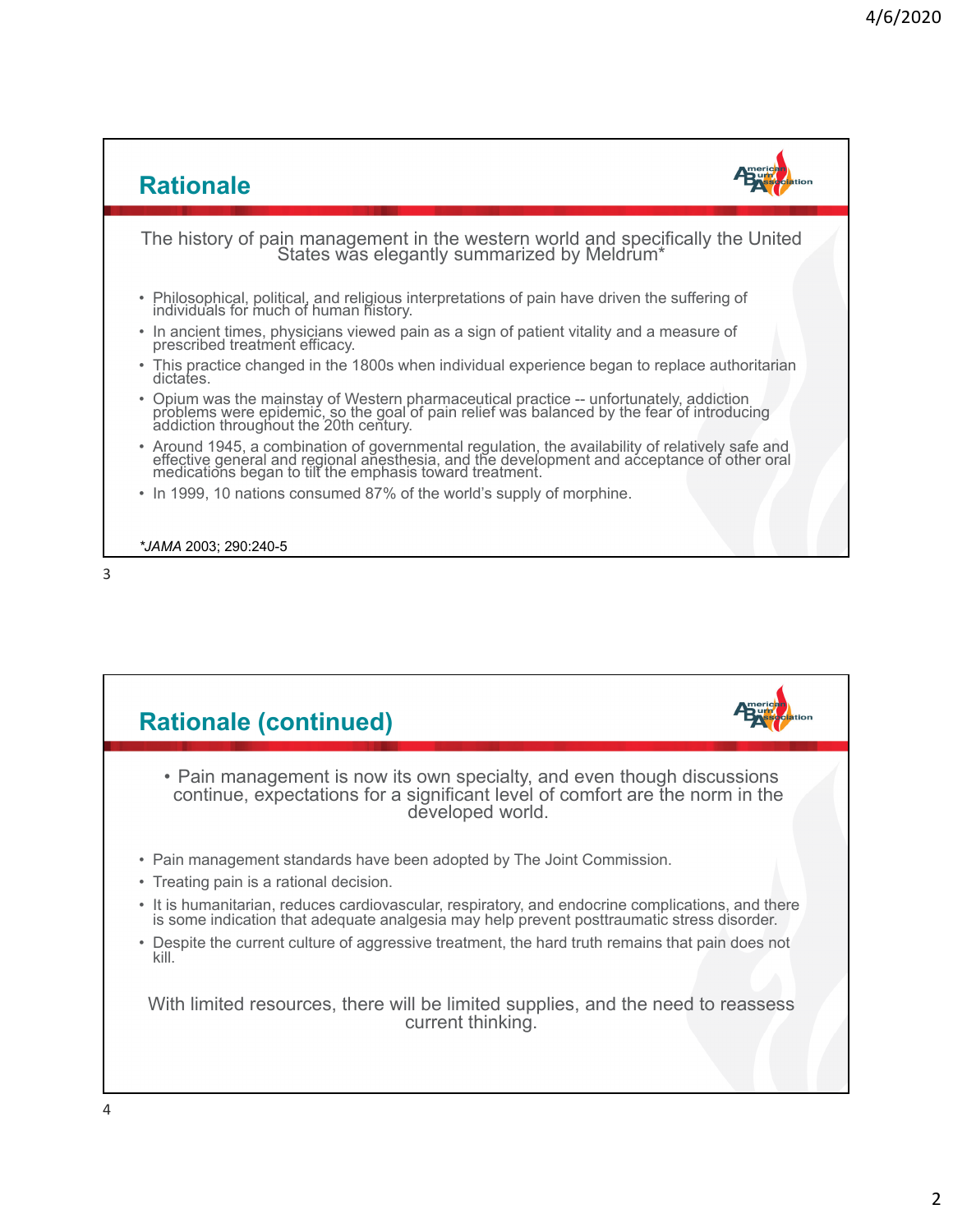## Rationale

The history of pain management in the western world and specifically the United States was elegantly summarized by Meldrum*

- Philosophical, political, and religious interpretations of pain have driven the suffering of individuals for much of human history.
- In ancient times, physicians viewed pain as a sign of patient vitality and a measure of prescribed treatment efficacy.
- This practice changed in the 1800s when individual experience began to replace authoritarian dictates.
- Opium was the mainstay of Western pharmaceutical practice -- unfortunately, addiction problems were epidemic, so the goal of pain relief was balanced by the fear of introducing addiction throughout the 20th century.
- Around 1945, a combination of governmental regulation, the availability of relatively safe and effective general and regional anesthesia, and the development and acceptance of other oral medications began to tilt the emphasis toward treatment.
- In 1999, 10 nations consumed 87% of the world's supply of morphine.

**JAMA* 2003; 290:240-5

## Rationale (continued)

- Pain management is now its own specialty, and even though discussions continue, expectations for a significant level of comfort are the norm in the developed world.

- Pain management standards have been adopted by The Joint Commission.
- Treating pain is a rational decision.
- It is humanitarian, reduces cardiovascular, respiratory, and endocrine complications, and there is some indication that adequate analgesia may help prevent posttraumatic stress disorder.
- Despite the current culture of aggressive treatment, the hard truth remains that pain does not kill.

With limited resources, there will be limited supplies, and the need to reassess current thinking.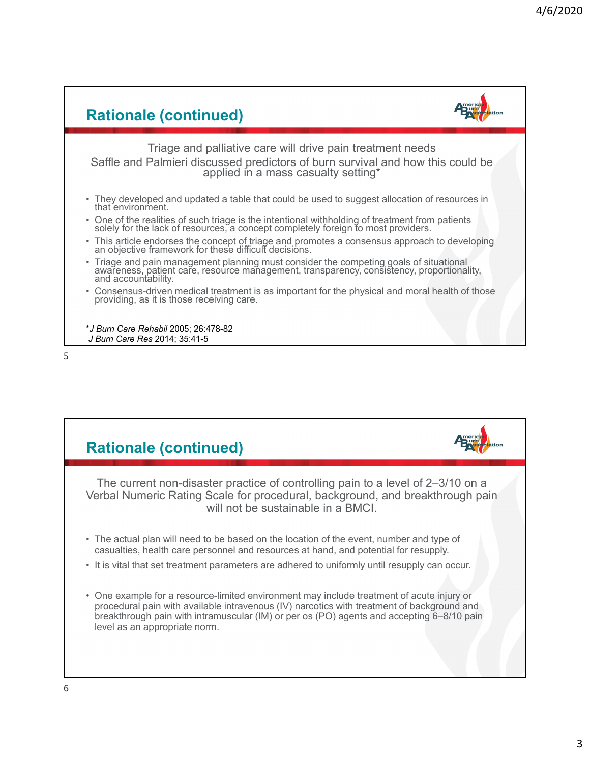## Rationale (continued)

Triage and palliative care will drive pain treatment needs

Saffle and Palmieri discussed predictors of burn survival and how this could be applied in a mass casualty setting*

- They developed and updated a table that could be used to suggest allocation of resources in that environment.
- One of the realities of such triage is the intentional withholding of treatment from patients solely for the lack of resources, a concept completely foreign to most providers.
- This article endorses the concept of triage and promotes a consensus approach to developing an objective framework for these difficult decisions.
- Triage and pain management planning must consider the competing goals of situational awareness, patient care, resource management, transparency, consistency, proportionality, and accountability.
- Consensus-driven medical treatment is as important for the physical and moral health of those providing, as it is those receiving care.

**J Burn Care Rehabil* 2005; 26:478-82
*J Burn Care Res* 2014; 35:41-5

## Rationale (continued)

The current non-disaster practice of controlling pain to a level of 2–3/10 on a Verbal Numeric Rating Scale for procedural, background, and breakthrough pain will not be sustainable in a BMCI.

- The actual plan will need to be based on the location of the event, number and type of casualties, health care personnel and resources at hand, and potential for resupply.
- It is vital that set treatment parameters are adhered to uniformly until resupply can occur.
- One example for a resource-limited environment may include treatment of acute injury or procedural pain with available intravenous (IV) narcotics with treatment of background and breakthrough pain with intramuscular (IM) or per os (PO) agents and accepting 6–8/10 pain level as an appropriate norm.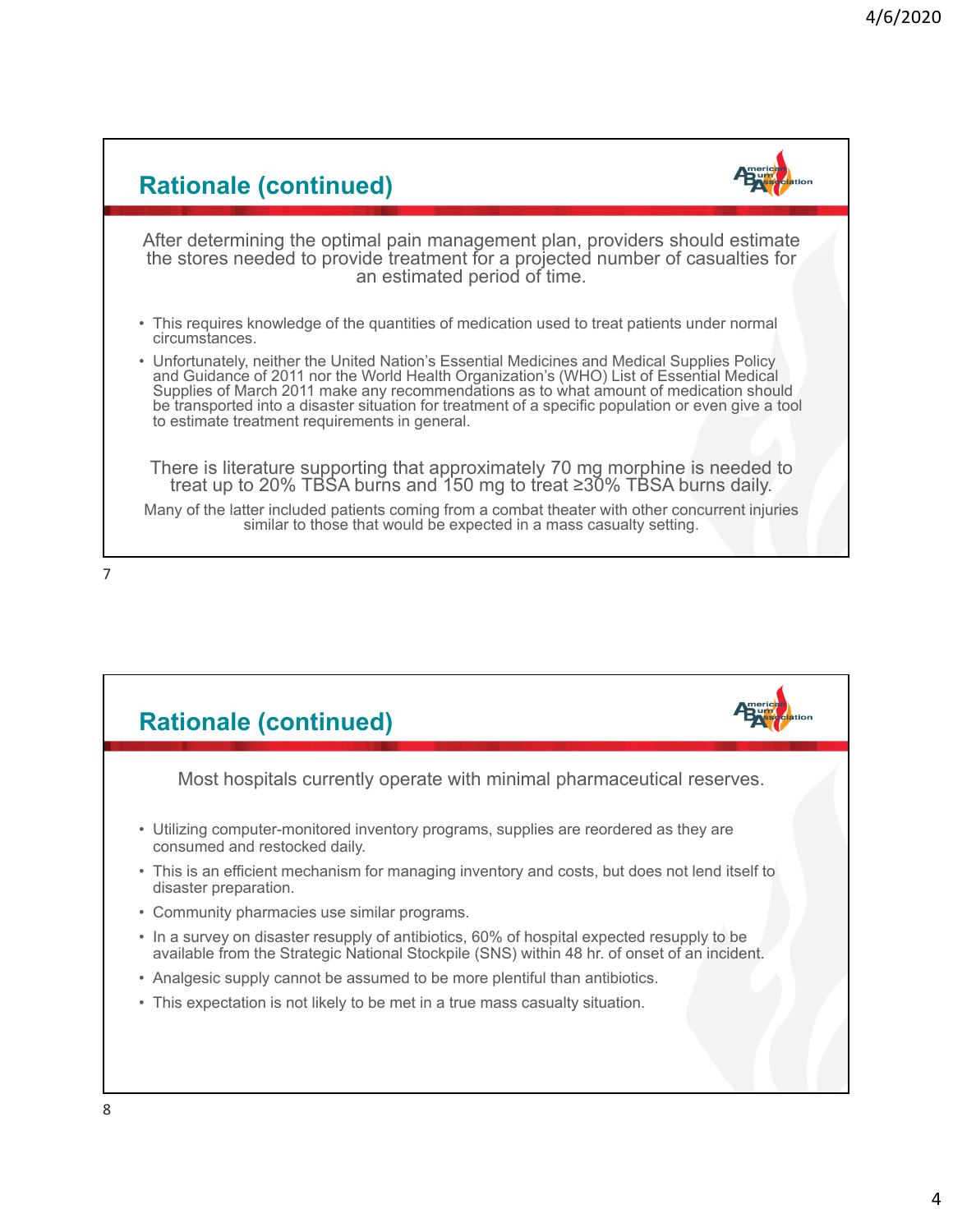## Rationale (continued)

After determining the optimal pain management plan, providers should estimate the stores needed to provide treatment for a projected number of casualties for an estimated period of time.

- This requires knowledge of the quantities of medication used to treat patients under normal circumstances.
- Unfortunately, neither the United Nation's Essential Medicines and Medical Supplies Policy and Guidance of 2011 nor the World Health Organization's (WHO) List of Essential Medical Supplies of March 2011 make any recommendations as to what amount of medication should be transported into a disaster situation for treatment of a specific population or even give a tool to estimate treatment requirements in general.

There is literature supporting that approximately 70 mg morphine is needed to treat up to 20% TBSA burns and 150 mg to treat ≥30% TBSA burns daily.

Many of the latter included patients coming from a combat theater with other concurrent injuries similar to those that would be expected in a mass casualty setting.

## Rationale (continued)

Most hospitals currently operate with minimal pharmaceutical reserves.

- Utilizing computer-monitored inventory programs, supplies are reordered as they are consumed and restocked daily.
- This is an efficient mechanism for managing inventory and costs, but does not lend itself to disaster preparation.
- Community pharmacies use similar programs.
- In a survey on disaster resupply of antibiotics, 60% of hospital expected resupply to be available from the Strategic National Stockpile (SNS) within 48 hr. of onset of an incident.
- Analgesic supply cannot be assumed to be more plentiful than antibiotics.
- This expectation is not likely to be met in a true mass casualty situation.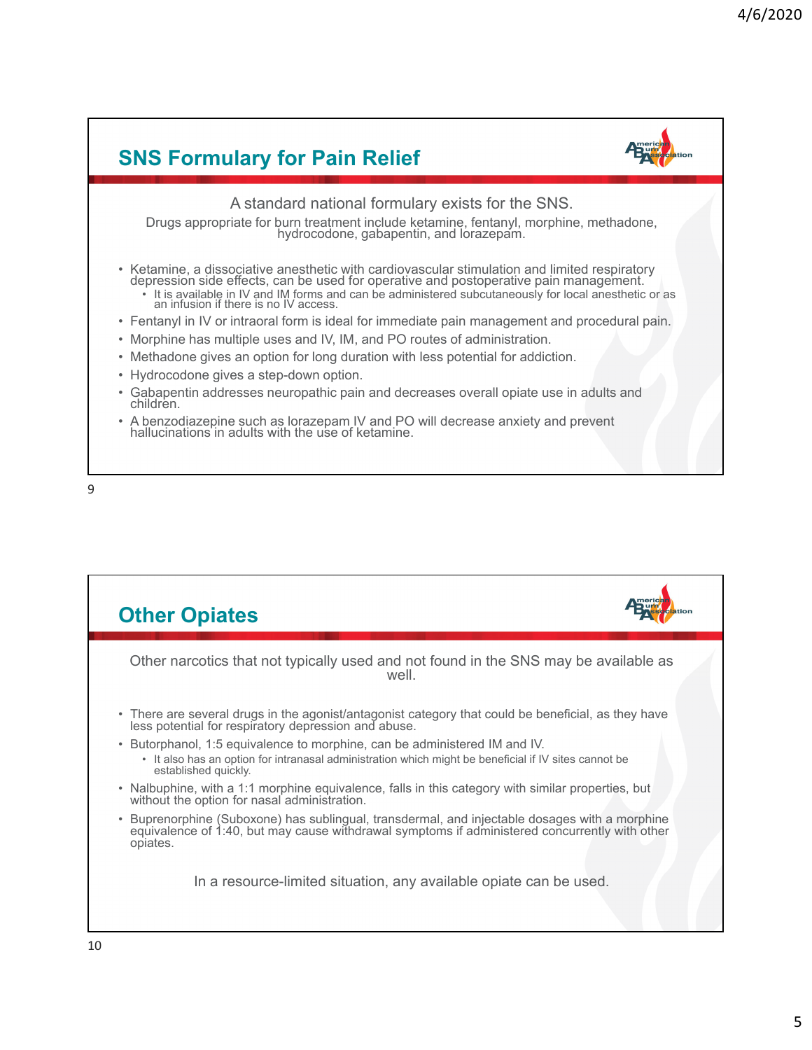## SNS Formulary for Pain Relief

A standard national formulary exists for the SNS.

Drugs appropriate for burn treatment include ketamine, fentanyl, morphine, methadone, hydrocodone, gabapentin, and lorazepam.

- Ketamine, a dissociative anesthetic with cardiovascular stimulation and limited respiratory depression side effects, can be used for operative and postoperative pain management.
  - It is available in IV and IM forms and can be administered subcutaneously for local anesthetic or as an infusion if there is no IV access.
- Fentanyl in IV or intraoral form is ideal for immediate pain management and procedural pain.
- Morphine has multiple uses and IV, IM, and PO routes of administration.
- Methadone gives an option for long duration with less potential for addiction.
- Hydrocodone gives a step-down option.
- Gabapentin addresses neuropathic pain and decreases overall opiate use in adults and children.
- A benzodiazepine such as lorazepam IV and PO will decrease anxiety and prevent hallucinations in adults with the use of ketamine.

## Other Opiates

Other narcotics that not typically used and not found in the SNS may be available as well.

- There are several drugs in the agonist/antagonist category that could be beneficial, as they have less potential for respiratory depression and abuse.
- Butorphanol, 1:5 equivalence to morphine, can be administered IM and IV.
  - It also has an option for intranasal administration which might be beneficial if IV sites cannot be established quickly.
- Nalbuphine, with a 1:1 morphine equivalence, falls in this category with similar properties, but without the option for nasal administration.
- Buprenorphine (Suboxone) has sublingual, transdermal, and injectable dosages with a morphine equivalence of 1:40, but may cause withdrawal symptoms if administered concurrently with other opiates.

In a resource-limited situation, any available opiate can be used.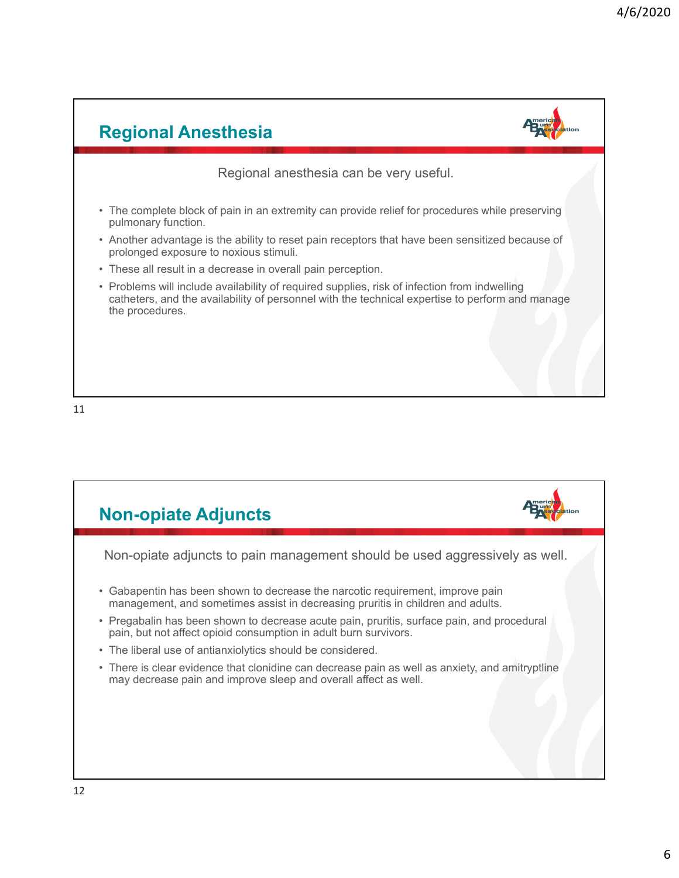## Regional Anesthesia

Regional anesthesia can be very useful.

- The complete block of pain in an extremity can provide relief for procedures while preserving pulmonary function.
- Another advantage is the ability to reset pain receptors that have been sensitized because of prolonged exposure to noxious stimuli.
- These all result in a decrease in overall pain perception.
- Problems will include availability of required supplies, risk of infection from indwelling catheters, and the availability of personnel with the technical expertise to perform and manage the procedures.

## Non-opiate Adjuncts

Non-opiate adjuncts to pain management should be used aggressively as well.

- Gabapentin has been shown to decrease the narcotic requirement, improve pain management, and sometimes assist in decreasing pruritis in children and adults.
- Pregabalin has been shown to decrease acute pain, pruritis, surface pain, and procedural pain, but not affect opioid consumption in adult burn survivors.
- The liberal use of antianxiolytics should be considered.
- There is clear evidence that clonidine can decrease pain as well as anxiety, and amitryptline may decrease pain and improve sleep and overall affect as well.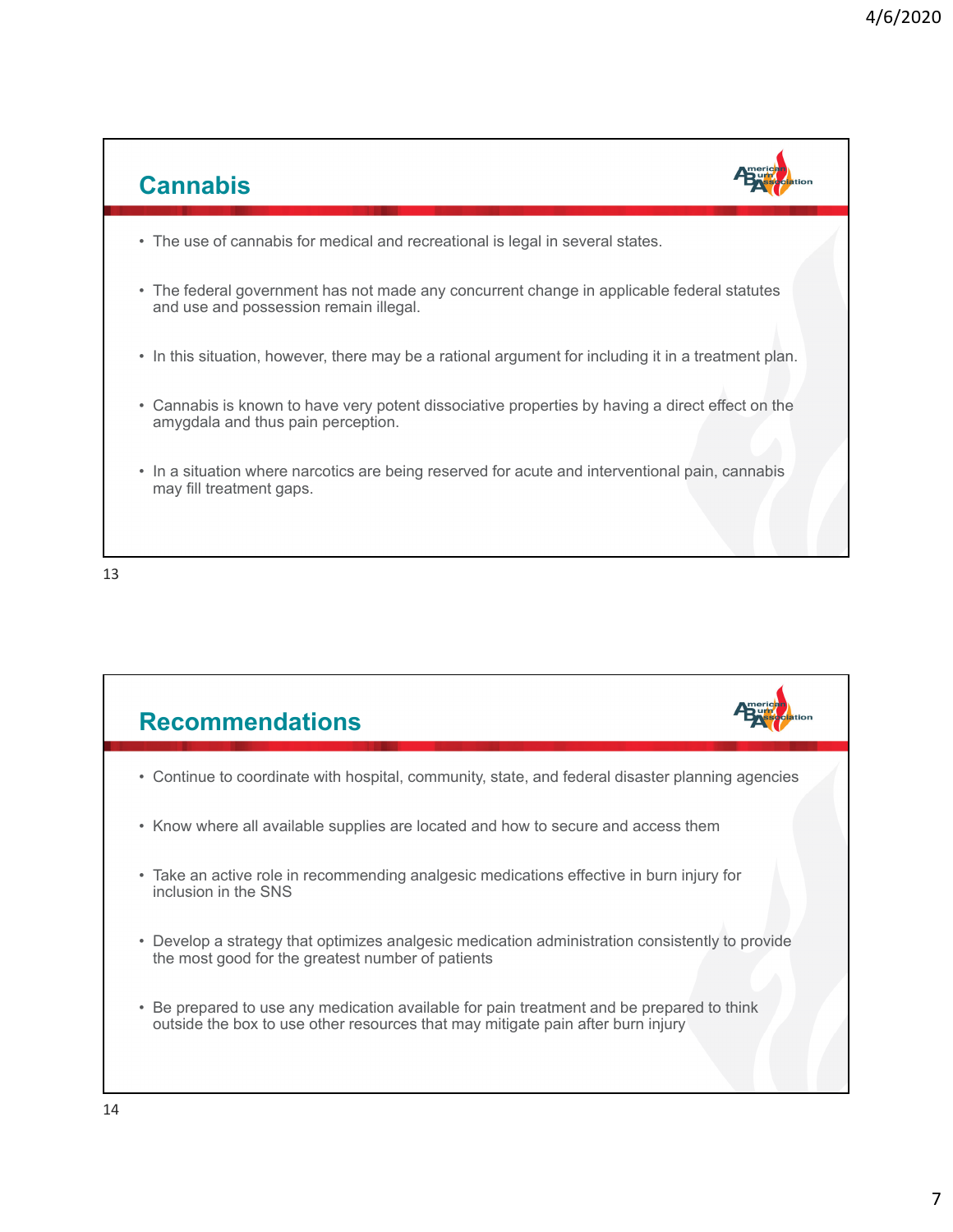## Cannabis

- The use of cannabis for medical and recreational is legal in several states.
- The federal government has not made any concurrent change in applicable federal statutes and use and possession remain illegal.
- In this situation, however, there may be a rational argument for including it in a treatment plan.
- Cannabis is known to have very potent dissociative properties by having a direct effect on the amygdala and thus pain perception.
- In a situation where narcotics are being reserved for acute and interventional pain, cannabis may fill treatment gaps.

## Recommendations

- Continue to coordinate with hospital, community, state, and federal disaster planning agencies
- Know where all available supplies are located and how to secure and access them
- Take an active role in recommending analgesic medications effective in burn injury for inclusion in the SNS
- Develop a strategy that optimizes analgesic medication administration consistently to provide the most good for the greatest number of patients
- Be prepared to use any medication available for pain treatment and be prepared to think outside the box to use other resources that may mitigate pain after burn injury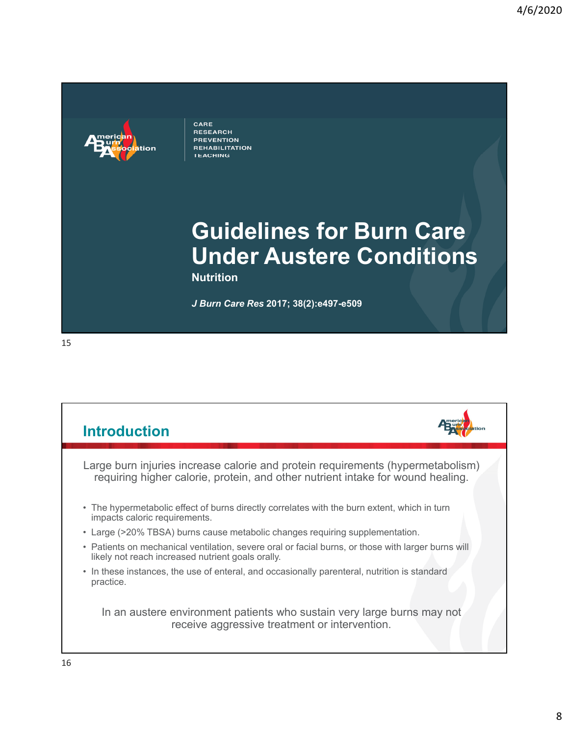# Guidelines for Burn Care Under Austere Conditions

**Nutrition**

***J Burn Care Res*** **2017; 38(2):e497-e509**

## Introduction

Large burn injuries increase calorie and protein requirements (hypermetabolism) requiring higher calorie, protein, and other nutrient intake for wound healing.

- The hypermetabolic effect of burns directly correlates with the burn extent, which in turn impacts caloric requirements.
- Large (>20% TBSA) burns cause metabolic changes requiring supplementation.
- Patients on mechanical ventilation, severe oral or facial burns, or those with larger burns will likely not reach increased nutrient goals orally.
- In these instances, the use of enteral, and occasionally parenteral, nutrition is standard practice.

In an austere environment patients who sustain very large burns may not receive aggressive treatment or intervention.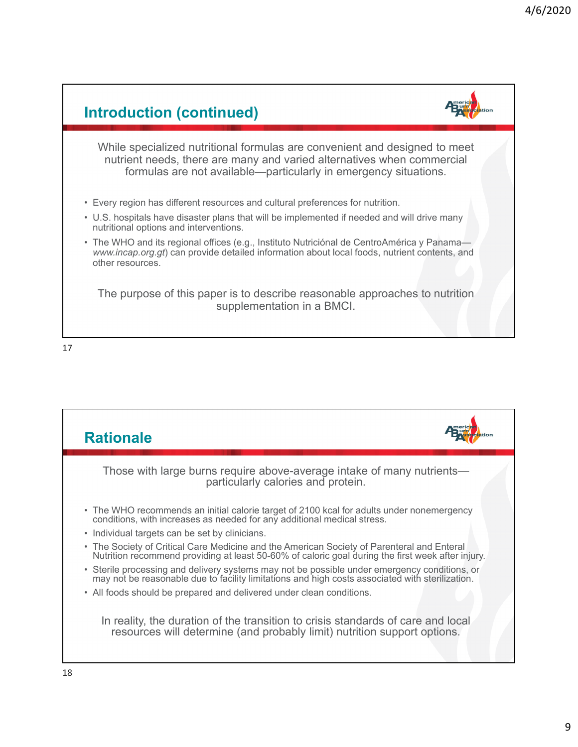## Introduction (continued)

While specialized nutritional formulas are convenient and designed to meet nutrient needs, there are many and varied alternatives when commercial formulas are not available—particularly in emergency situations.

- Every region has different resources and cultural preferences for nutrition.
- U.S. hospitals have disaster plans that will be implemented if needed and will drive many nutritional options and interventions.
- The WHO and its regional offices (e.g., Instituto Nutriciónal de CentroAmérica y Panama—*www.incap.org.gt*) can provide detailed information about local foods, nutrient contents, and other resources.

The purpose of this paper is to describe reasonable approaches to nutrition supplementation in a BMCI.

## Rationale

Those with large burns require above-average intake of many nutrients—particularly calories and protein.

- The WHO recommends an initial calorie target of 2100 kcal for adults under nonemergency conditions, with increases as needed for any additional medical stress.
- Individual targets can be set by clinicians.
- The Society of Critical Care Medicine and the American Society of Parenteral and Enteral Nutrition recommend providing at least 50-60% of caloric goal during the first week after injury.
- Sterile processing and delivery systems may not be possible under emergency conditions, or may not be reasonable due to facility limitations and high costs associated with sterilization.
- All foods should be prepared and delivered under clean conditions.

In reality, the duration of the transition to crisis standards of care and local resources will determine (and probably limit) nutrition support options.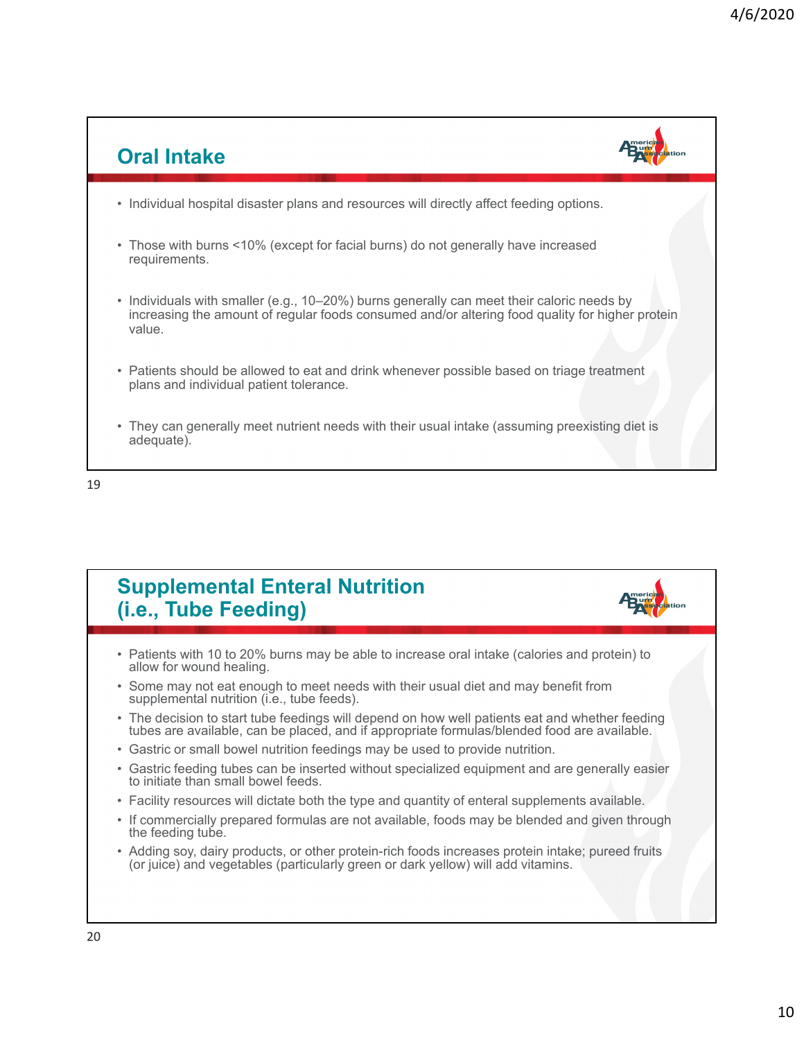## Oral Intake

- Individual hospital disaster plans and resources will directly affect feeding options.
- Those with burns <10% (except for facial burns) do not generally have increased requirements.
- Individuals with smaller (e.g., 10–20%) burns generally can meet their caloric needs by increasing the amount of regular foods consumed and/or altering food quality for higher protein value.
- Patients should be allowed to eat and drink whenever possible based on triage treatment plans and individual patient tolerance.
- They can generally meet nutrient needs with their usual intake (assuming preexisting diet is adequate).

## Supplemental Enteral Nutrition (i.e., Tube Feeding)

- Patients with 10 to 20% burns may be able to increase oral intake (calories and protein) to allow for wound healing.
- Some may not eat enough to meet needs with their usual diet and may benefit from supplemental nutrition (i.e., tube feeds).
- The decision to start tube feedings will depend on how well patients eat and whether feeding tubes are available, can be placed, and if appropriate formulas/blended food are available.
- Gastric or small bowel nutrition feedings may be used to provide nutrition.
- Gastric feeding tubes can be inserted without specialized equipment and are generally easier to initiate than small bowel feeds.
- Facility resources will dictate both the type and quantity of enteral supplements available.
- If commercially prepared formulas are not available, foods may be blended and given through the feeding tube.
- Adding soy, dairy products, or other protein-rich foods increases protein intake; pureed fruits (or juice) and vegetables (particularly green or dark yellow) will add vitamins.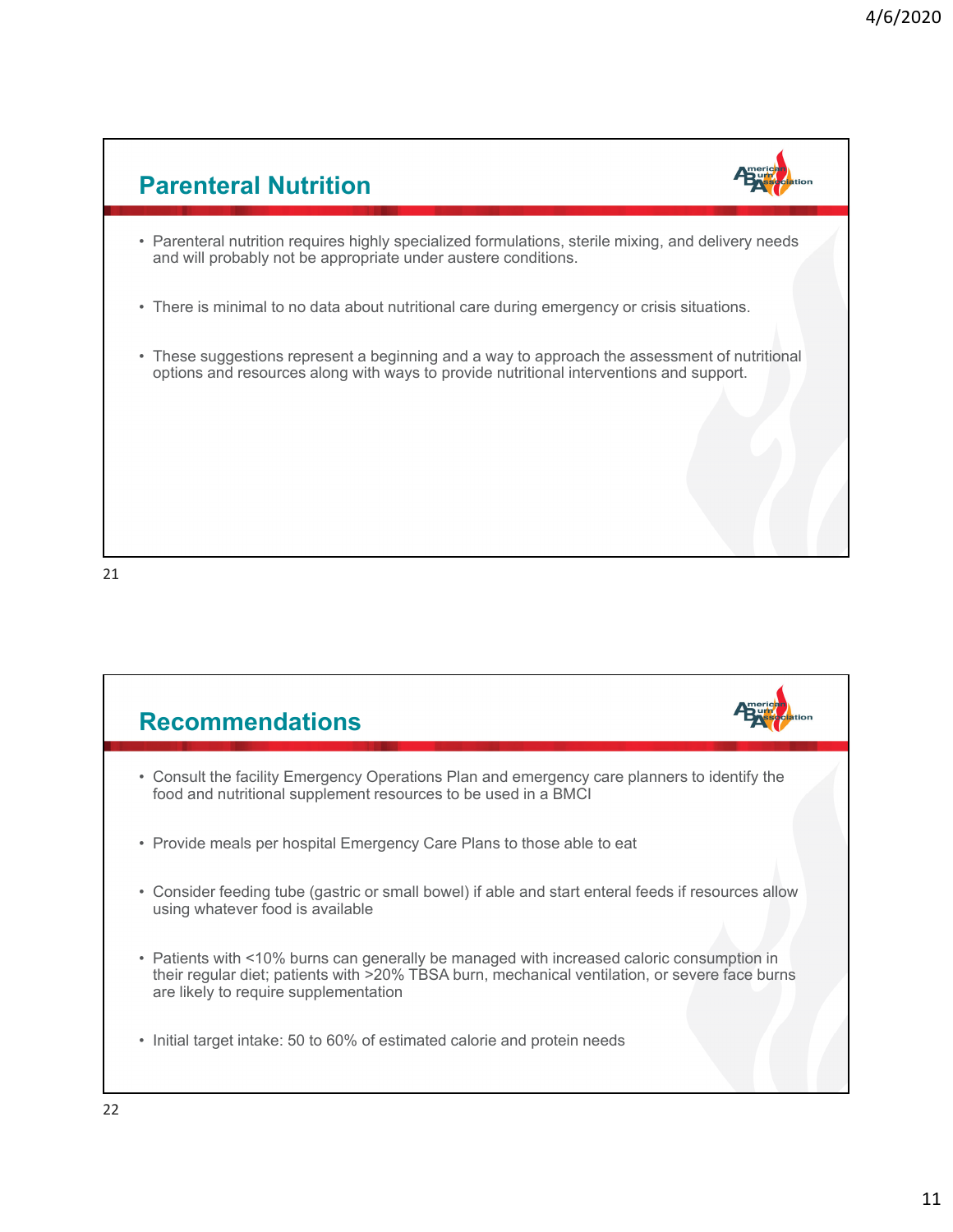## Parenteral Nutrition

- Parenteral nutrition requires highly specialized formulations, sterile mixing, and delivery needs and will probably not be appropriate under austere conditions.
- There is minimal to no data about nutritional care during emergency or crisis situations.
- These suggestions represent a beginning and a way to approach the assessment of nutritional options and resources along with ways to provide nutritional interventions and support.

## Recommendations

- Consult the facility Emergency Operations Plan and emergency care planners to identify the food and nutritional supplement resources to be used in a BMCI
- Provide meals per hospital Emergency Care Plans to those able to eat
- Consider feeding tube (gastric or small bowel) if able and start enteral feeds if resources allow using whatever food is available
- Patients with <10% burns can generally be managed with increased caloric consumption in their regular diet; patients with >20% TBSA burn, mechanical ventilation, or severe face burns are likely to require supplementation
- Initial target intake: 50 to 60% of estimated calorie and protein needs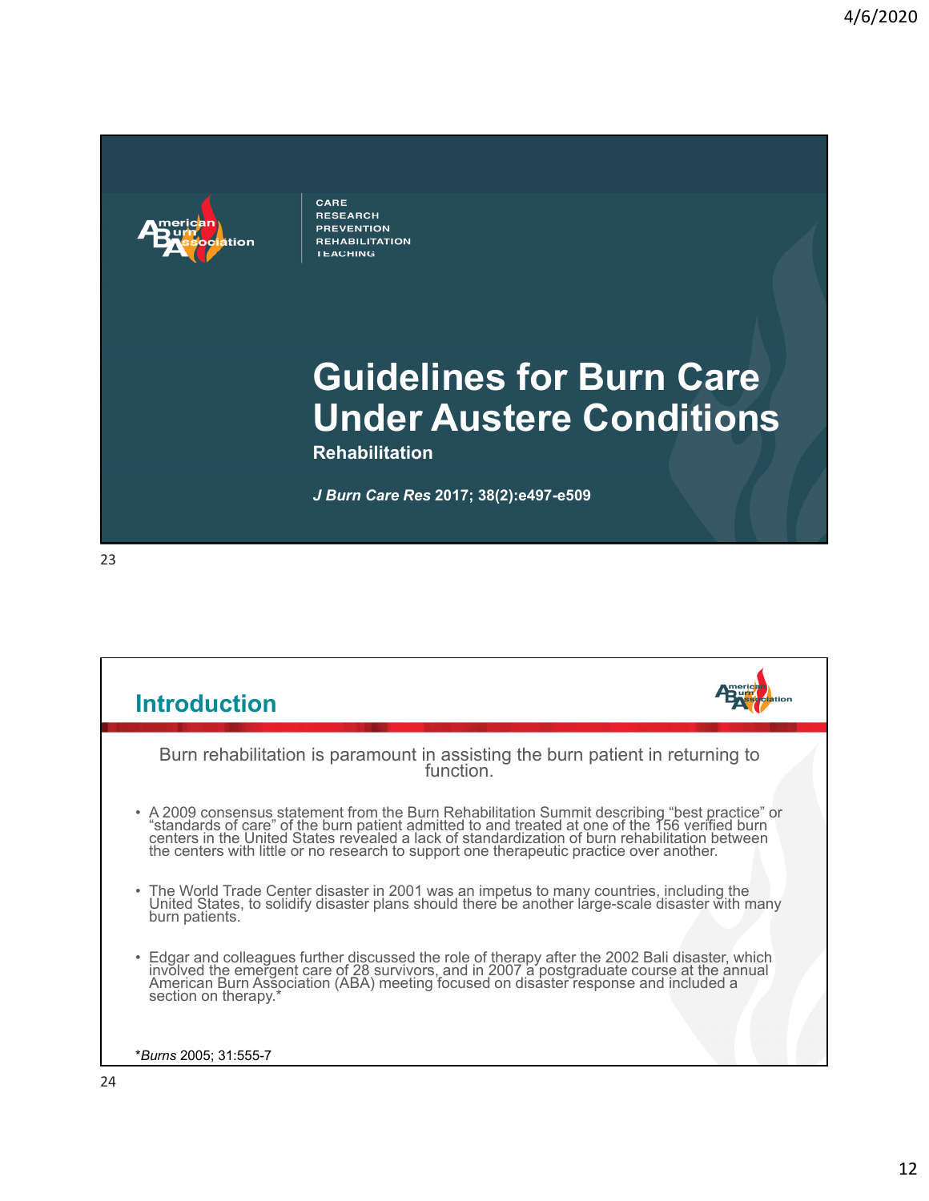CARE
RESEARCH
PREVENTION
REHABILITATION
TEACHING

# Guidelines for Burn Care Under Austere Conditions

**Rehabilitation**

***J Burn Care Res* 2017; 38(2):e497-e509**

## Introduction

Burn rehabilitation is paramount in assisting the burn patient in returning to function.

- A 2009 consensus statement from the Burn Rehabilitation Summit describing "best practice" or "standards of care" of the burn patient admitted to and treated at one of the 156 verified burn centers in the United States revealed a lack of standardization of burn rehabilitation between the centers with little or no research to support one therapeutic practice over another.
- The World Trade Center disaster in 2001 was an impetus to many countries, including the United States, to solidify disaster plans should there be another large-scale disaster with many burn patients.
- Edgar and colleagues further discussed the role of therapy after the 2002 Bali disaster, which involved the emergent care of 28 survivors, and in 2007 a postgraduate course at the annual American Burn Association (ABA) meeting focused on disaster response and included a section on therapy.*

**Burns* 2005; 31:555-7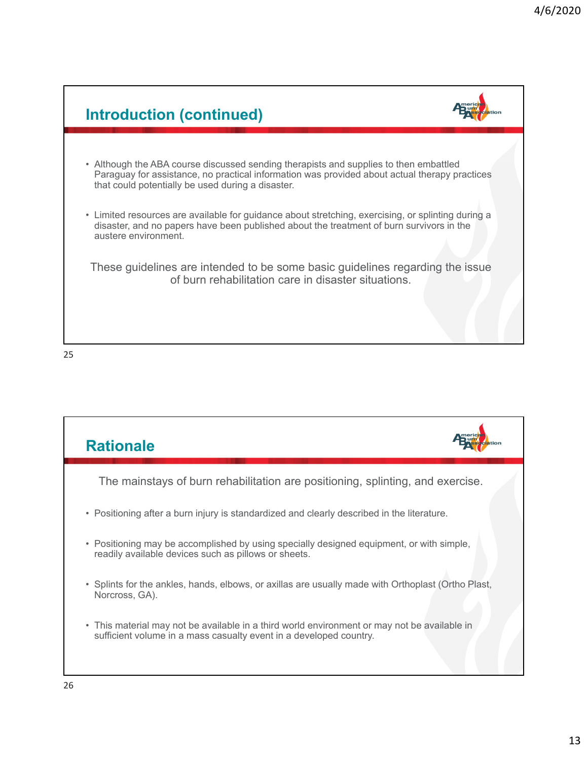## Introduction (continued)

- Although the ABA course discussed sending therapists and supplies to then embattled Paraguay for assistance, no practical information was provided about actual therapy practices that could potentially be used during a disaster.
- Limited resources are available for guidance about stretching, exercising, or splinting during a disaster, and no papers have been published about the treatment of burn survivors in the austere environment.

These guidelines are intended to be some basic guidelines regarding the issue of burn rehabilitation care in disaster situations.

## Rationale

The mainstays of burn rehabilitation are positioning, splinting, and exercise.

- Positioning after a burn injury is standardized and clearly described in the literature.
- Positioning may be accomplished by using specially designed equipment, or with simple, readily available devices such as pillows or sheets.
- Splints for the ankles, hands, elbows, or axillas are usually made with Orthoplast (Ortho Plast, Norcross, GA).
- This material may not be available in a third world environment or may not be available in sufficient volume in a mass casualty event in a developed country.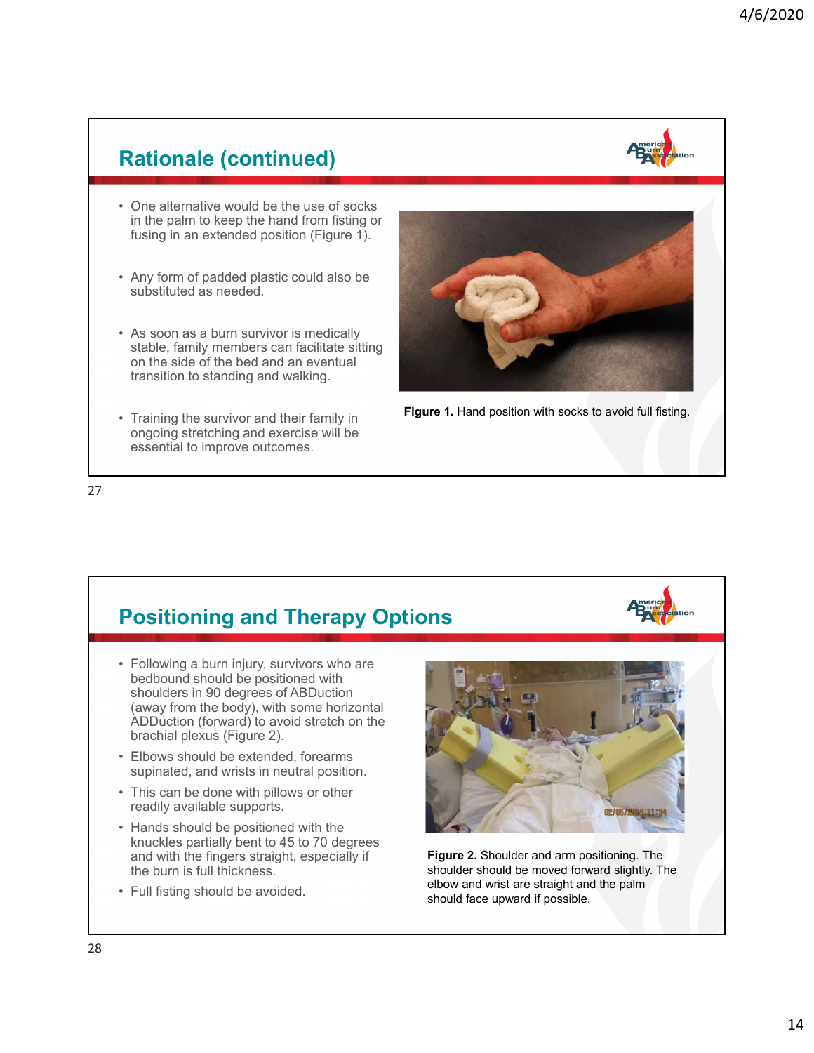## Rationale (continued)

- One alternative would be the use of socks in the palm to keep the hand from fisting or fusing in an extended position (Figure 1).
- Any form of padded plastic could also be substituted as needed.
- As soon as a burn survivor is medically stable, family members can facilitate sitting on the side of the bed and an eventual transition to standing and walking.
- Training the survivor and their family in ongoing stretching and exercise will be essential to improve outcomes.

**Figure 1.** Hand position with socks to avoid full fisting.

## Positioning and Therapy Options

- Following a burn injury, survivors who are bedbound should be positioned with shoulders in 90 degrees of ABDuction (away from the body), with some horizontal ADDuction (forward) to avoid stretch on the brachial plexus (Figure 2).
- Elbows should be extended, forearms supinated, and wrists in neutral position.
- This can be done with pillows or other readily available supports.
- Hands should be positioned with the knuckles partially bent to 45 to 70 degrees and with the fingers straight, especially if the burn is full thickness.
- Full fisting should be avoided.

**Figure 2.** Shoulder and arm positioning. The shoulder should be moved forward slightly. The elbow and wrist are straight and the palm should face upward if possible.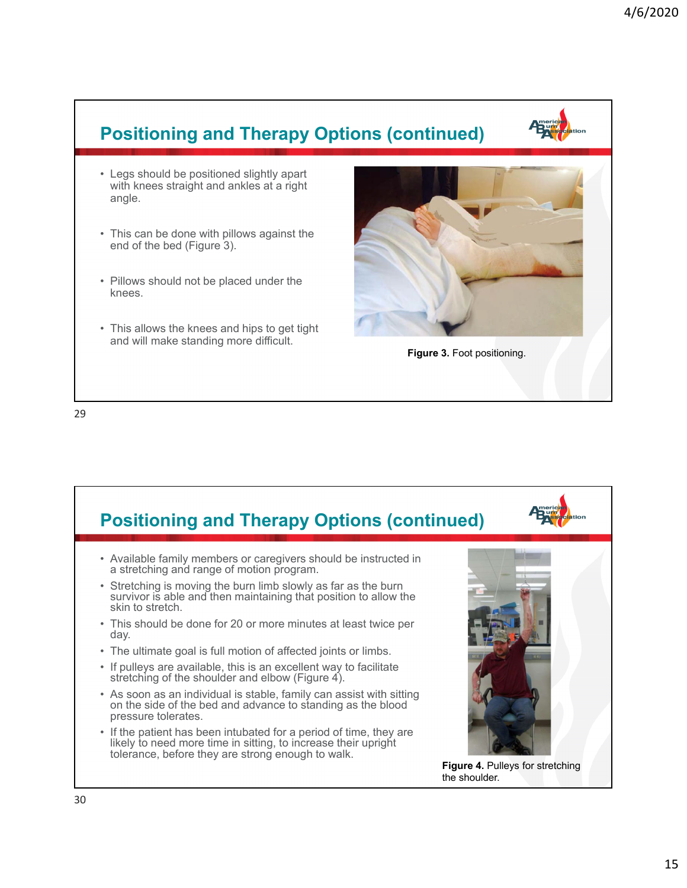## Positioning and Therapy Options (continued)

- Legs should be positioned slightly apart with knees straight and ankles at a right angle.
- This can be done with pillows against the end of the bed (Figure 3).
- Pillows should not be placed under the knees.
- This allows the knees and hips to get tight and will make standing more difficult.

**Figure 3.** Foot positioning.

## Positioning and Therapy Options (continued)

- Available family members or caregivers should be instructed in a stretching and range of motion program.
- Stretching is moving the burn limb slowly as far as the burn survivor is able and then maintaining that position to allow the skin to stretch.
- This should be done for 20 or more minutes at least twice per day.
- The ultimate goal is full motion of affected joints or limbs.
- If pulleys are available, this is an excellent way to facilitate stretching of the shoulder and elbow (Figure 4).
- As soon as an individual is stable, family can assist with sitting on the side of the bed and advance to standing as the blood pressure tolerates.
- If the patient has been intubated for a period of time, they are likely to need more time in sitting, to increase their upright tolerance, before they are strong enough to walk.

**Figure 4.** Pulleys for stretching the shoulder.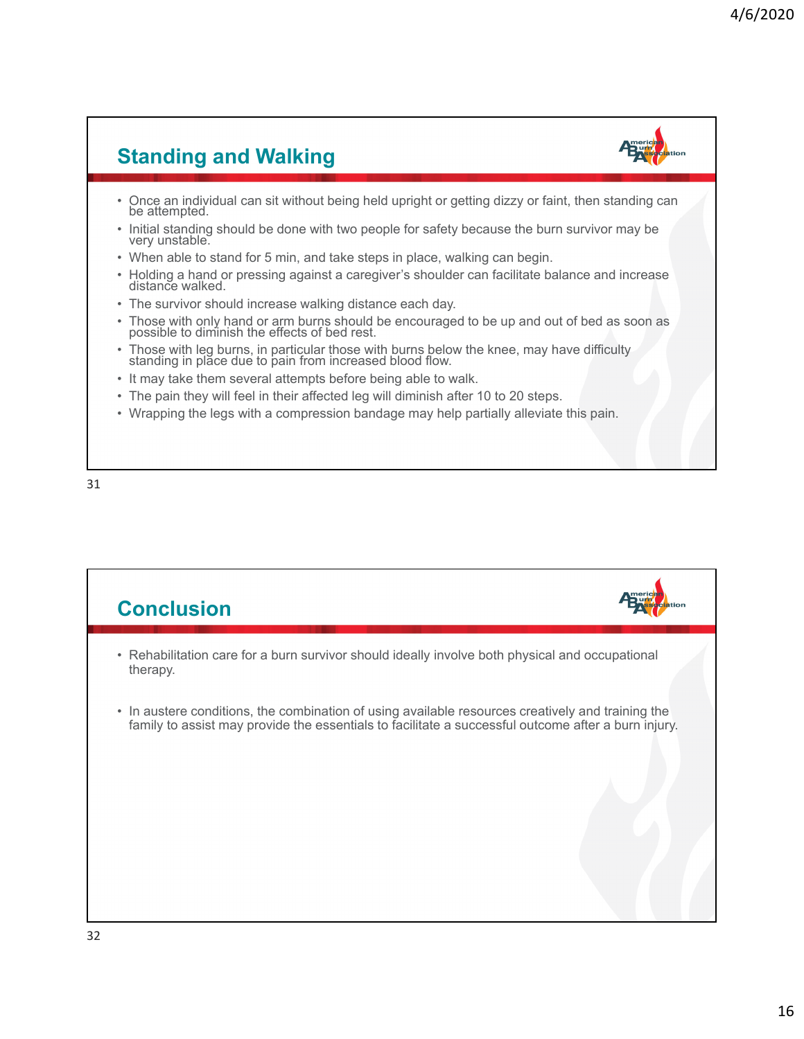## Standing and Walking

- Once an individual can sit without being held upright or getting dizzy or faint, then standing can be attempted.
- Initial standing should be done with two people for safety because the burn survivor may be very unstable.
- When able to stand for 5 min, and take steps in place, walking can begin.
- Holding a hand or pressing against a caregiver's shoulder can facilitate balance and increase distance walked.
- The survivor should increase walking distance each day.
- Those with only hand or arm burns should be encouraged to be up and out of bed as soon as possible to diminish the effects of bed rest.
- Those with leg burns, in particular those with burns below the knee, may have difficulty standing in place due to pain from increased blood flow.
- It may take them several attempts before being able to walk.
- The pain they will feel in their affected leg will diminish after 10 to 20 steps.
- Wrapping the legs with a compression bandage may help partially alleviate this pain.

## Conclusion

- Rehabilitation care for a burn survivor should ideally involve both physical and occupational therapy.
- In austere conditions, the combination of using available resources creatively and training the family to assist may provide the essentials to facilitate a successful outcome after a burn injury.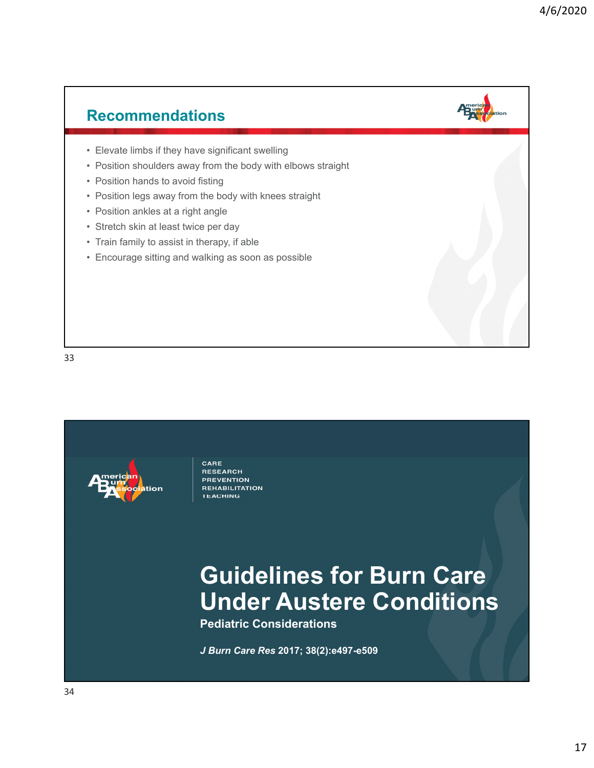## Recommendations

- Elevate limbs if they have significant swelling
- Position shoulders away from the body with elbows straight
- Position hands to avoid fisting
- Position legs away from the body with knees straight
- Position ankles at a right angle
- Stretch skin at least twice per day
- Train family to assist in therapy, if able
- Encourage sitting and walking as soon as possible

CARE
RESEARCH
PREVENTION
REHABILITATION
TEACHING

# Guidelines for Burn Care Under Austere Conditions

**Pediatric Considerations**

***J Burn Care Res*** **2017; 38(2):e497-e509**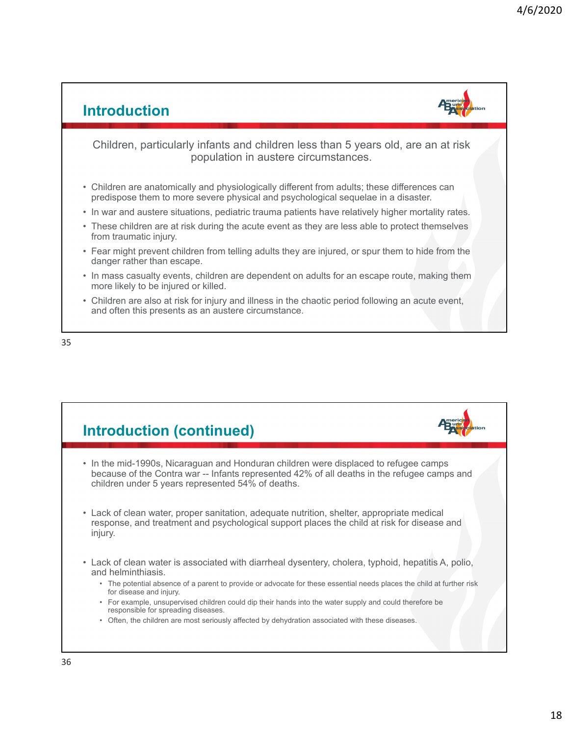## Introduction

Children, particularly infants and children less than 5 years old, are an at risk population in austere circumstances.

- Children are anatomically and physiologically different from adults; these differences can predispose them to more severe physical and psychological sequelae in a disaster.
- In war and austere situations, pediatric trauma patients have relatively higher mortality rates.
- These children are at risk during the acute event as they are less able to protect themselves from traumatic injury.
- Fear might prevent children from telling adults they are injured, or spur them to hide from the danger rather than escape.
- In mass casualty events, children are dependent on adults for an escape route, making them more likely to be injured or killed.
- Children are also at risk for injury and illness in the chaotic period following an acute event, and often this presents as an austere circumstance.

## Introduction (continued)

- In the mid-1990s, Nicaraguan and Honduran children were displaced to refugee camps because of the Contra war -- Infants represented 42% of all deaths in the refugee camps and children under 5 years represented 54% of deaths.
- Lack of clean water, proper sanitation, adequate nutrition, shelter, appropriate medical response, and treatment and psychological support places the child at risk for disease and injury.
- Lack of clean water is associated with diarrheal dysentery, cholera, typhoid, hepatitis A, polio, and helminthiasis.
  - The potential absence of a parent to provide or advocate for these essential needs places the child at further risk for disease and injury.
  - For example, unsupervised children could dip their hands into the water supply and could therefore be responsible for spreading diseases.
  - Often, the children are most seriously affected by dehydration associated with these diseases.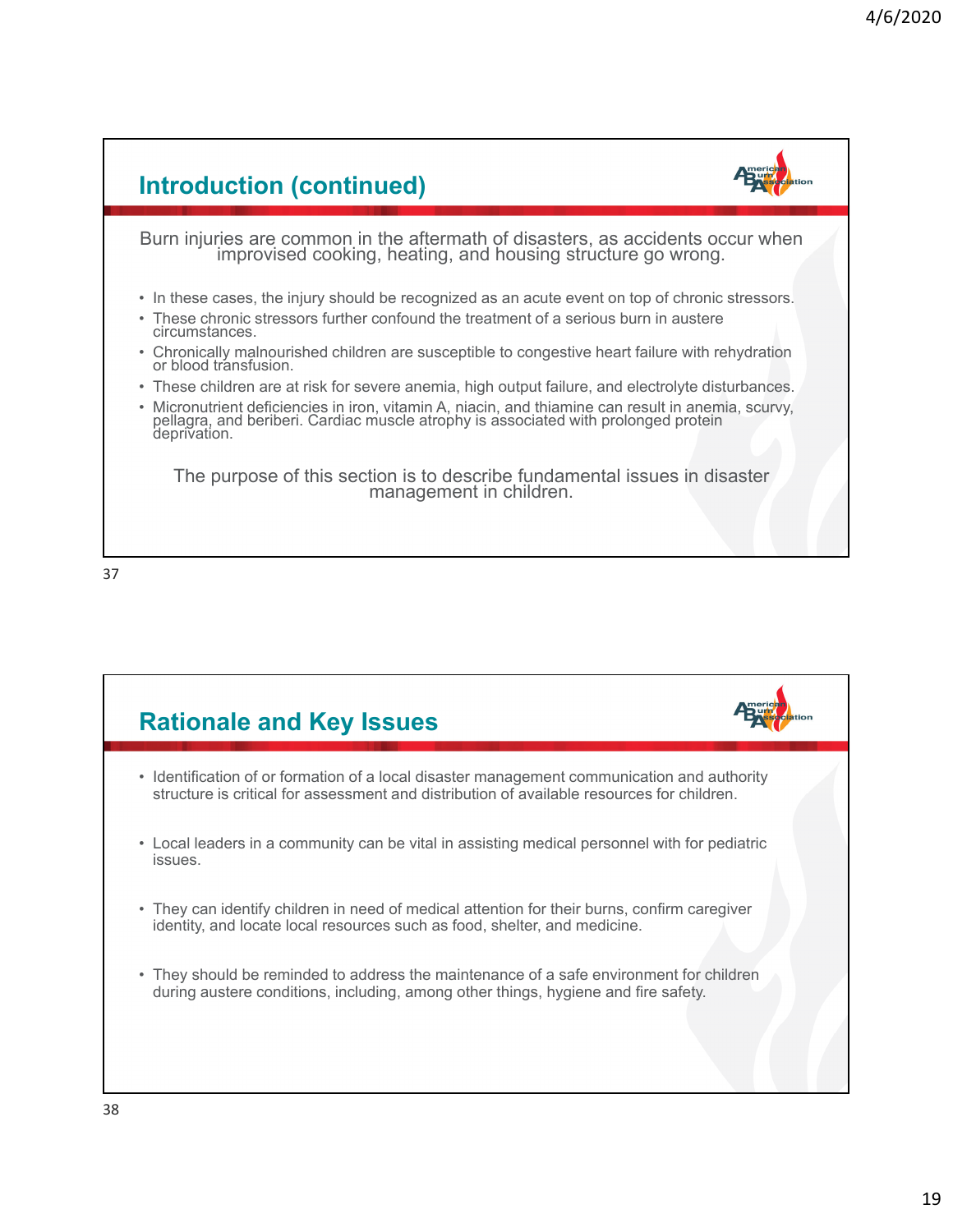## Introduction (continued)

Burn injuries are common in the aftermath of disasters, as accidents occur when improvised cooking, heating, and housing structure go wrong.

- In these cases, the injury should be recognized as an acute event on top of chronic stressors.
- These chronic stressors further confound the treatment of a serious burn in austere circumstances.
- Chronically malnourished children are susceptible to congestive heart failure with rehydration or blood transfusion.
- These children are at risk for severe anemia, high output failure, and electrolyte disturbances.
- Micronutrient deficiencies in iron, vitamin A, niacin, and thiamine can result in anemia, scurvy, pellagra, and beriberi. Cardiac muscle atrophy is associated with prolonged protein deprivation.

The purpose of this section is to describe fundamental issues in disaster management in children.

## Rationale and Key Issues

- Identification of or formation of a local disaster management communication and authority structure is critical for assessment and distribution of available resources for children.
- Local leaders in a community can be vital in assisting medical personnel with for pediatric issues.
- They can identify children in need of medical attention for their burns, confirm caregiver identity, and locate local resources such as food, shelter, and medicine.
- They should be reminded to address the maintenance of a safe environment for children during austere conditions, including, among other things, hygiene and fire safety.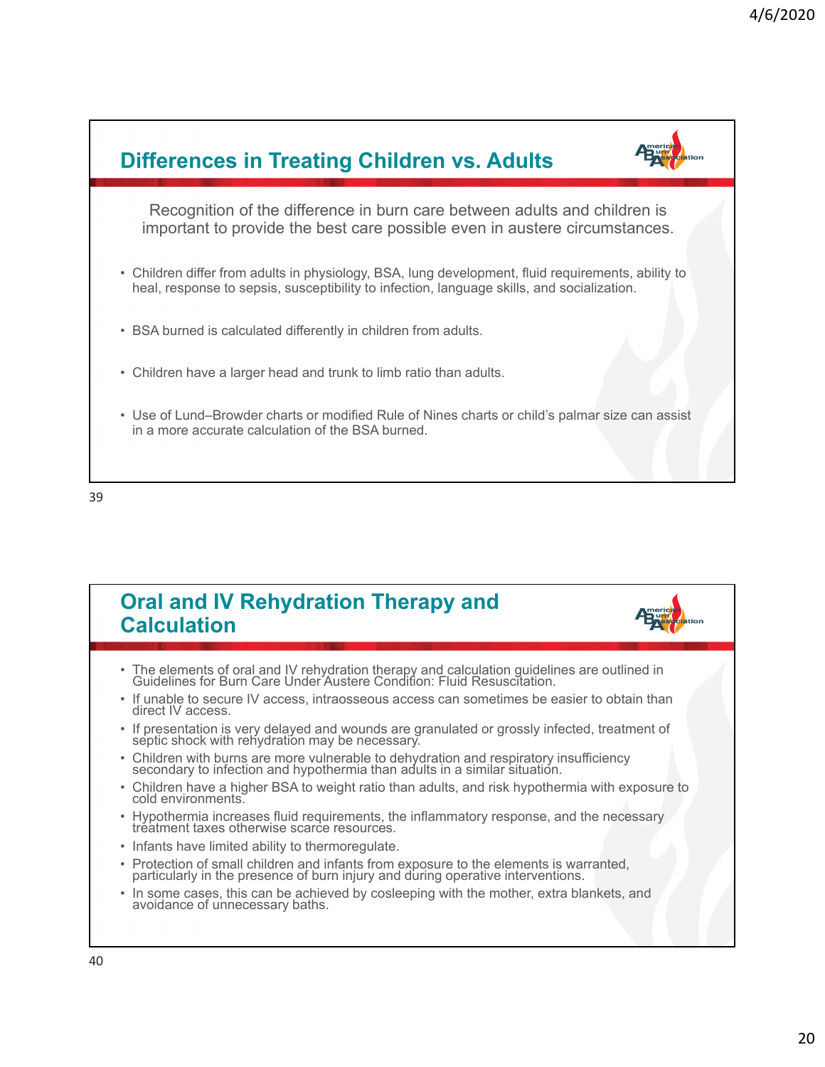## Differences in Treating Children vs. Adults

Recognition of the difference in burn care between adults and children is important to provide the best care possible even in austere circumstances.

- Children differ from adults in physiology, BSA, lung development, fluid requirements, ability to heal, response to sepsis, susceptibility to infection, language skills, and socialization.
- BSA burned is calculated differently in children from adults.
- Children have a larger head and trunk to limb ratio than adults.
- Use of Lund–Browder charts or modified Rule of Nines charts or child's palmar size can assist in a more accurate calculation of the BSA burned.

## Oral and IV Rehydration Therapy and Calculation

- The elements of oral and IV rehydration therapy and calculation guidelines are outlined in Guidelines for Burn Care Under Austere Condition: Fluid Resuscitation.
- If unable to secure IV access, intraosseous access can sometimes be easier to obtain than direct IV access.
- If presentation is very delayed and wounds are granulated or grossly infected, treatment of septic shock with rehydration may be necessary.
- Children with burns are more vulnerable to dehydration and respiratory insufficiency secondary to infection and hypothermia than adults in a similar situation.
- Children have a higher BSA to weight ratio than adults, and risk hypothermia with exposure to cold environments.
- Hypothermia increases fluid requirements, the inflammatory response, and the necessary treatment taxes otherwise scarce resources.
- Infants have limited ability to thermoregulate.
- Protection of small children and infants from exposure to the elements is warranted, particularly in the presence of burn injury and during operative interventions.
- In some cases, this can be achieved by cosleeping with the mother, extra blankets, and avoidance of unnecessary baths.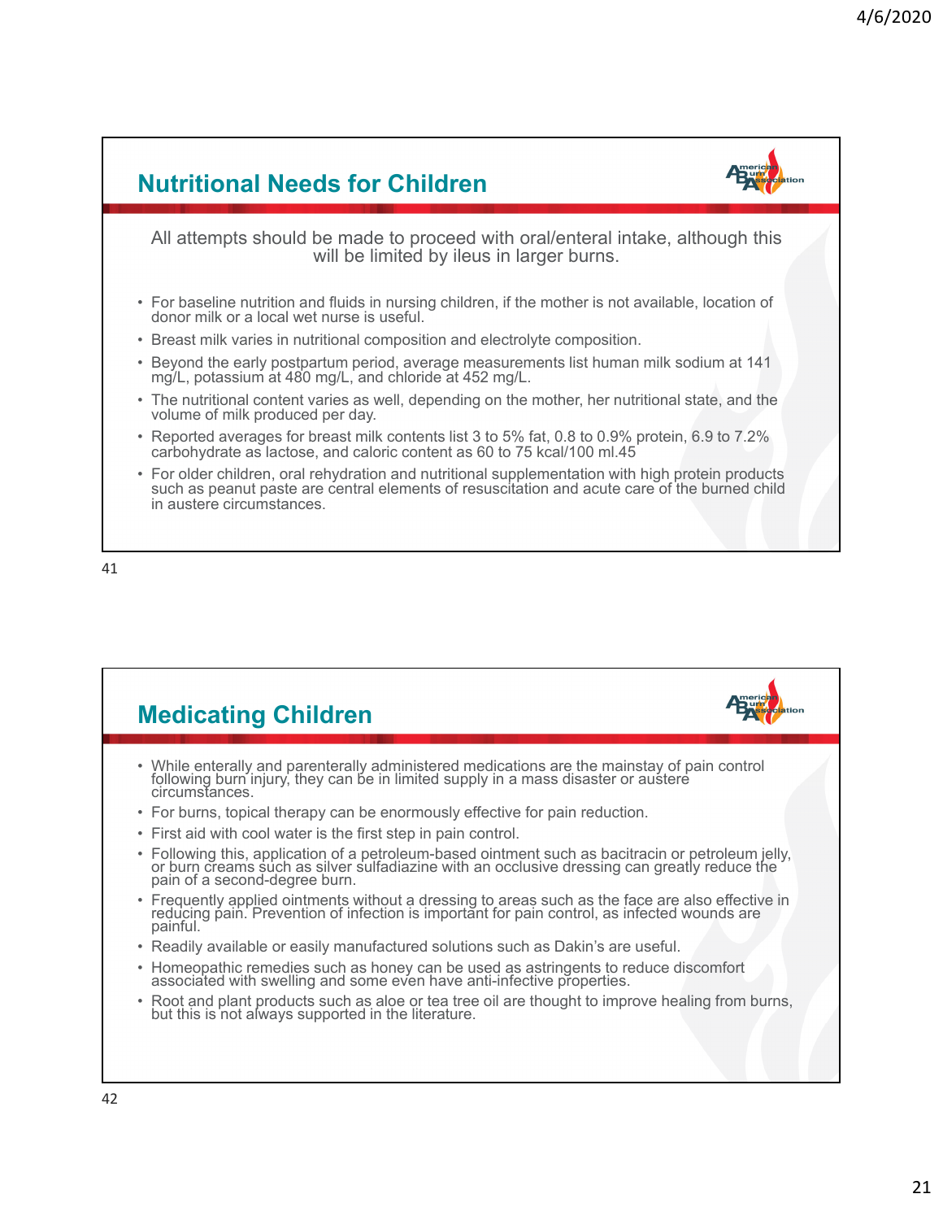## Nutritional Needs for Children

All attempts should be made to proceed with oral/enteral intake, although this will be limited by ileus in larger burns.

- For baseline nutrition and fluids in nursing children, if the mother is not available, location of donor milk or a local wet nurse is useful.
- Breast milk varies in nutritional composition and electrolyte composition.
- Beyond the early postpartum period, average measurements list human milk sodium at 141 mg/L, potassium at 480 mg/L, and chloride at 452 mg/L.
- The nutritional content varies as well, depending on the mother, her nutritional state, and the volume of milk produced per day.
- Reported averages for breast milk contents list 3 to 5% fat, 0.8 to 0.9% protein, 6.9 to 7.2% carbohydrate as lactose, and caloric content as 60 to 75 kcal/100 ml.45
- For older children, oral rehydration and nutritional supplementation with high protein products such as peanut paste are central elements of resuscitation and acute care of the burned child in austere circumstances.

## Medicating Children

- While enterally and parenterally administered medications are the mainstay of pain control following burn injury, they can be in limited supply in a mass disaster or austere circumstances.
- For burns, topical therapy can be enormously effective for pain reduction.
- First aid with cool water is the first step in pain control.
- Following this, application of a petroleum-based ointment such as bacitracin or petroleum jelly, or burn creams such as silver sulfadiazine with an occlusive dressing can greatly reduce the pain of a second-degree burn.
- Frequently applied ointments without a dressing to areas such as the face are also effective in reducing pain. Prevention of infection is important for pain control, as infected wounds are painful.
- Readily available or easily manufactured solutions such as Dakin's are useful.
- Homeopathic remedies such as honey can be used as astringents to reduce discomfort associated with swelling and some even have anti-infective properties.
- Root and plant products such as aloe or tea tree oil are thought to improve healing from burns, but this is not always supported in the literature.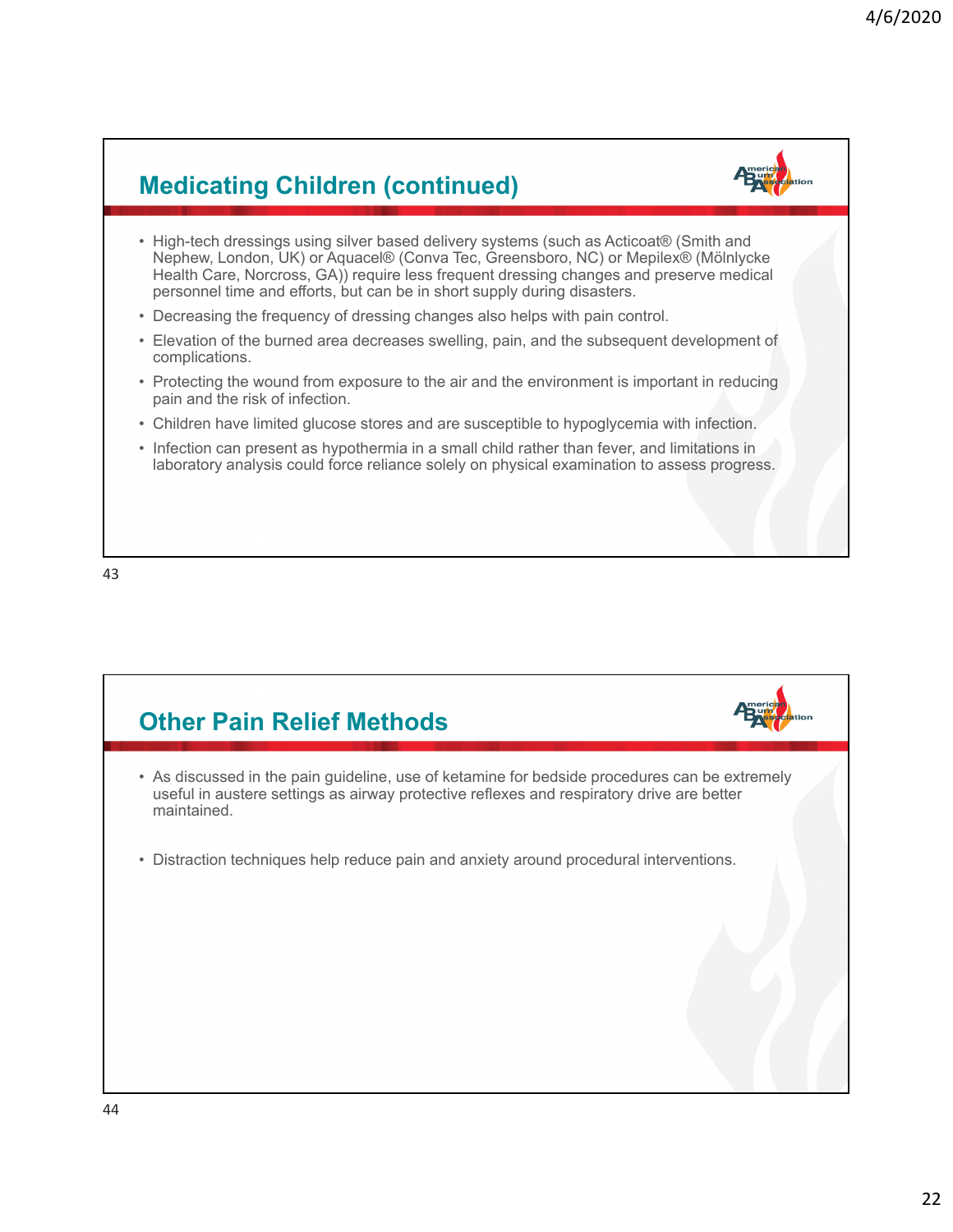## Medicating Children (continued)

- High-tech dressings using silver based delivery systems (such as Acticoat® (Smith and Nephew, London, UK) or Aquacel® (Conva Tec, Greensboro, NC) or Mepilex® (Mölnlycke Health Care, Norcross, GA)) require less frequent dressing changes and preserve medical personnel time and efforts, but can be in short supply during disasters.
- Decreasing the frequency of dressing changes also helps with pain control.
- Elevation of the burned area decreases swelling, pain, and the subsequent development of complications.
- Protecting the wound from exposure to the air and the environment is important in reducing pain and the risk of infection.
- Children have limited glucose stores and are susceptible to hypoglycemia with infection.
- Infection can present as hypothermia in a small child rather than fever, and limitations in laboratory analysis could force reliance solely on physical examination to assess progress.

## Other Pain Relief Methods

- As discussed in the pain guideline, use of ketamine for bedside procedures can be extremely useful in austere settings as airway protective reflexes and respiratory drive are better maintained.
- Distraction techniques help reduce pain and anxiety around procedural interventions.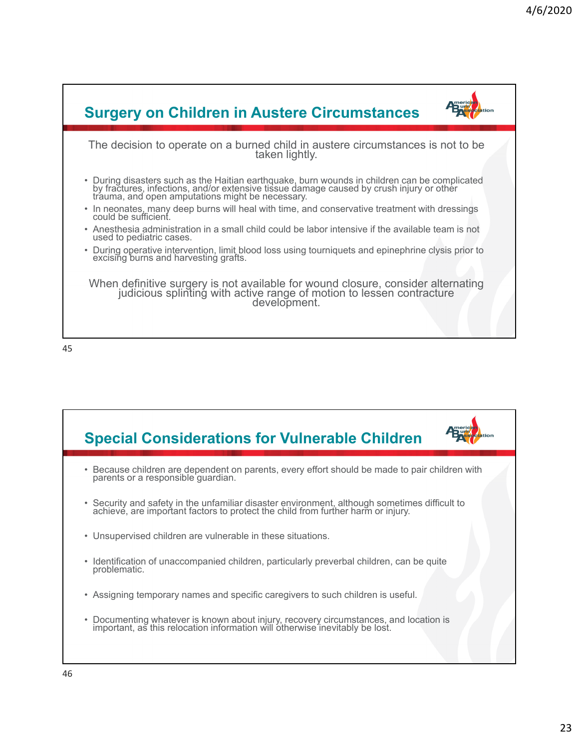## Surgery on Children in Austere Circumstances

The decision to operate on a burned child in austere circumstances is not to be taken lightly.

- During disasters such as the Haitian earthquake, burn wounds in children can be complicated by fractures, infections, and/or extensive tissue damage caused by crush injury or other trauma, and open amputations might be necessary.
- In neonates, many deep burns will heal with time, and conservative treatment with dressings could be sufficient.
- Anesthesia administration in a small child could be labor intensive if the available team is not used to pediatric cases.
- During operative intervention, limit blood loss using tourniquets and epinephrine clysis prior to excising burns and harvesting grafts.

When definitive surgery is not available for wound closure, consider alternating judicious splinting with active range of motion to lessen contracture development.

## Special Considerations for Vulnerable Children

- Because children are dependent on parents, every effort should be made to pair children with parents or a responsible guardian.
- Security and safety in the unfamiliar disaster environment, although sometimes difficult to achieve, are important factors to protect the child from further harm or injury.
- Unsupervised children are vulnerable in these situations.
- Identification of unaccompanied children, particularly preverbal children, can be quite problematic.
- Assigning temporary names and specific caregivers to such children is useful.
- Documenting whatever is known about injury, recovery circumstances, and location is important, as this relocation information will otherwise inevitably be lost.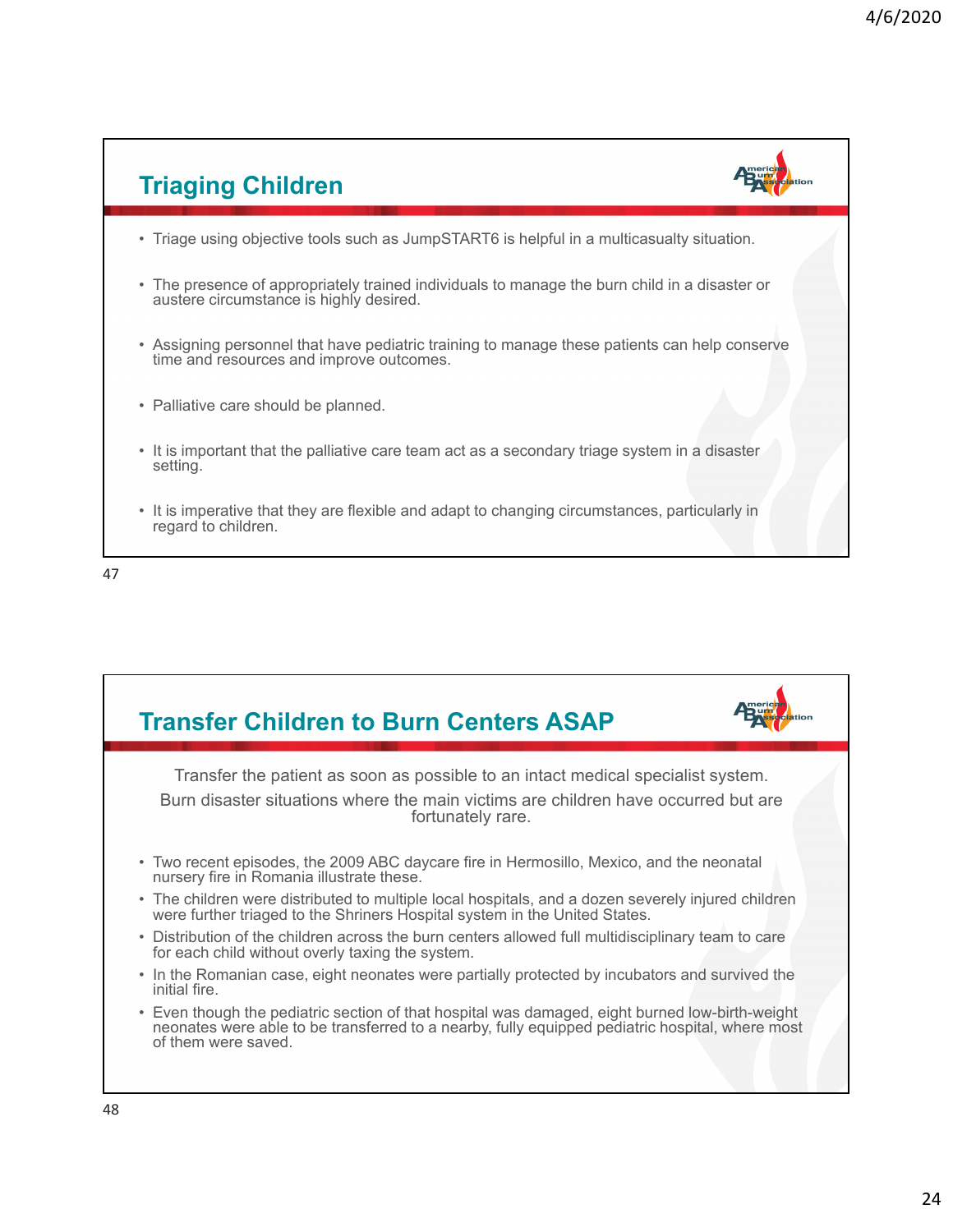## Triaging Children

- Triage using objective tools such as JumpSTART6 is helpful in a multicasualty situation.
- The presence of appropriately trained individuals to manage the burn child in a disaster or austere circumstance is highly desired.
- Assigning personnel that have pediatric training to manage these patients can help conserve time and resources and improve outcomes.
- Palliative care should be planned.
- It is important that the palliative care team act as a secondary triage system in a disaster setting.
- It is imperative that they are flexible and adapt to changing circumstances, particularly in regard to children.

## Transfer Children to Burn Centers ASAP

Transfer the patient as soon as possible to an intact medical specialist system.

Burn disaster situations where the main victims are children have occurred but are fortunately rare.

- Two recent episodes, the 2009 ABC daycare fire in Hermosillo, Mexico, and the neonatal nursery fire in Romania illustrate these.
- The children were distributed to multiple local hospitals, and a dozen severely injured children were further triaged to the Shriners Hospital system in the United States.
- Distribution of the children across the burn centers allowed full multidisciplinary team to care for each child without overly taxing the system.
- In the Romanian case, eight neonates were partially protected by incubators and survived the initial fire.
- Even though the pediatric section of that hospital was damaged, eight burned low-birth-weight neonates were able to be transferred to a nearby, fully equipped pediatric hospital, where most of them were saved.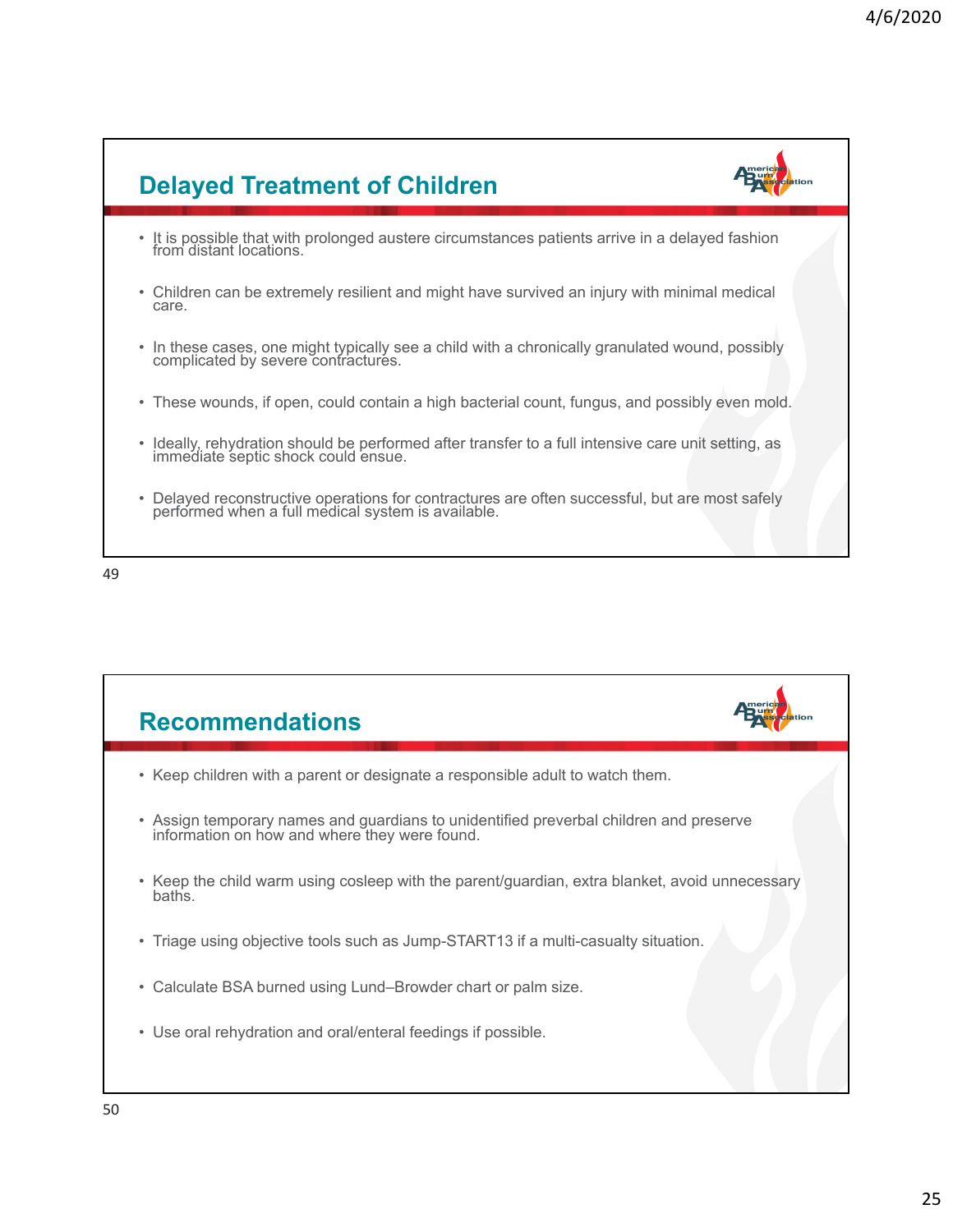## Delayed Treatment of Children

- It is possible that with prolonged austere circumstances patients arrive in a delayed fashion from distant locations.
- Children can be extremely resilient and might have survived an injury with minimal medical care.
- In these cases, one might typically see a child with a chronically granulated wound, possibly complicated by severe contractures.
- These wounds, if open, could contain a high bacterial count, fungus, and possibly even mold.
- Ideally, rehydration should be performed after transfer to a full intensive care unit setting, as immediate septic shock could ensue.
- Delayed reconstructive operations for contractures are often successful, but are most safely performed when a full medical system is available.

## Recommendations

- Keep children with a parent or designate a responsible adult to watch them.
- Assign temporary names and guardians to unidentified preverbal children and preserve information on how and where they were found.
- Keep the child warm using cosleep with the parent/guardian, extra blanket, avoid unnecessary baths.
- Triage using objective tools such as Jump-START13 if a multi-casualty situation.
- Calculate BSA burned using Lund–Browder chart or palm size.
- Use oral rehydration and oral/enteral feedings if possible.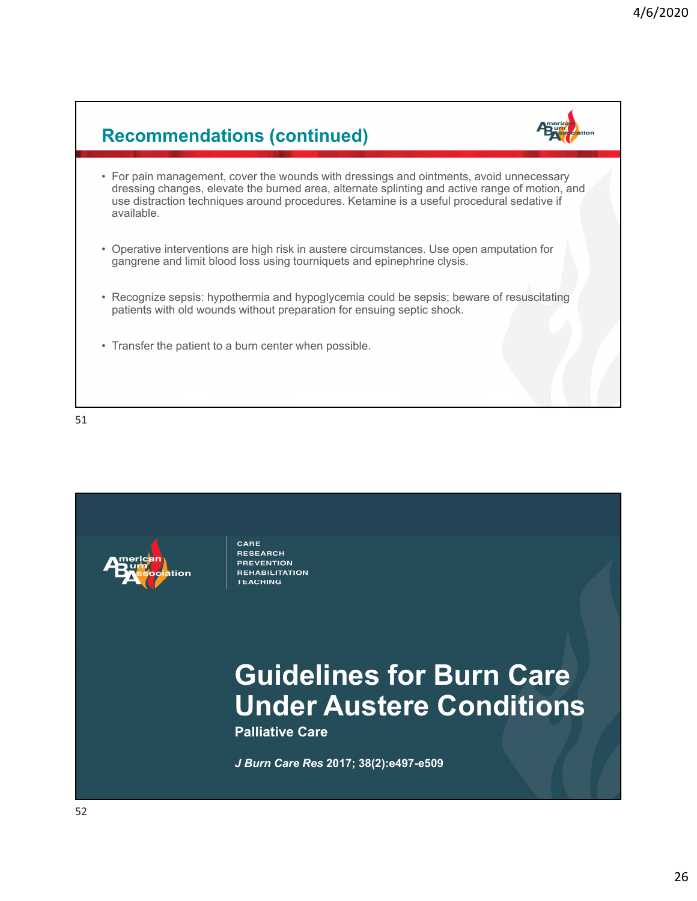## Recommendations (continued)

- For pain management, cover the wounds with dressings and ointments, avoid unnecessary dressing changes, elevate the burned area, alternate splinting and active range of motion, and use distraction techniques around procedures. Ketamine is a useful procedural sedative if available.
- Operative interventions are high risk in austere circumstances. Use open amputation for gangrene and limit blood loss using tourniquets and epinephrine clysis.
- Recognize sepsis: hypothermia and hypoglycemia could be sepsis; beware of resuscitating patients with old wounds without preparation for ensuing septic shock.
- Transfer the patient to a burn center when possible.

CARE
RESEARCH
PREVENTION
REHABILITATION
TEACHING

# Guidelines for Burn Care Under Austere Conditions

**Palliative Care**

***J Burn Care Res* 2017; 38(2):e497-e509**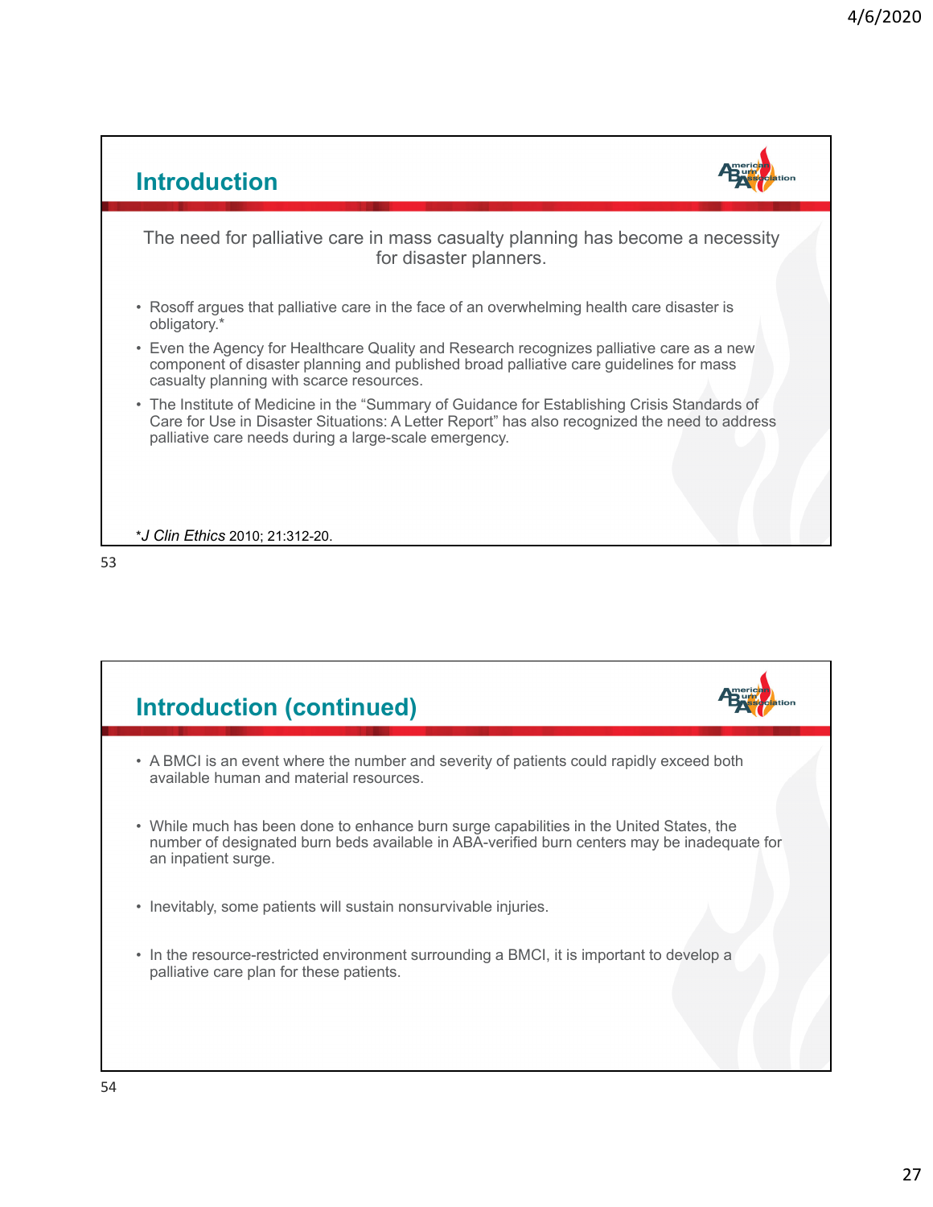## Introduction

The need for palliative care in mass casualty planning has become a necessity for disaster planners.

- Rosoff argues that palliative care in the face of an overwhelming health care disaster is obligatory.*
- Even the Agency for Healthcare Quality and Research recognizes palliative care as a new component of disaster planning and published broad palliative care guidelines for mass casualty planning with scarce resources.
- The Institute of Medicine in the “Summary of Guidance for Establishing Crisis Standards of Care for Use in Disaster Situations: A Letter Report” has also recognized the need to address palliative care needs during a large-scale emergency.

**J Clin Ethics* 2010; 21:312-20.

## Introduction (continued)

- A BMCI is an event where the number and severity of patients could rapidly exceed both available human and material resources.
- While much has been done to enhance burn surge capabilities in the United States, the number of designated burn beds available in ABA-verified burn centers may be inadequate for an inpatient surge.
- Inevitably, some patients will sustain nonsurvivable injuries.
- In the resource-restricted environment surrounding a BMCI, it is important to develop a palliative care plan for these patients.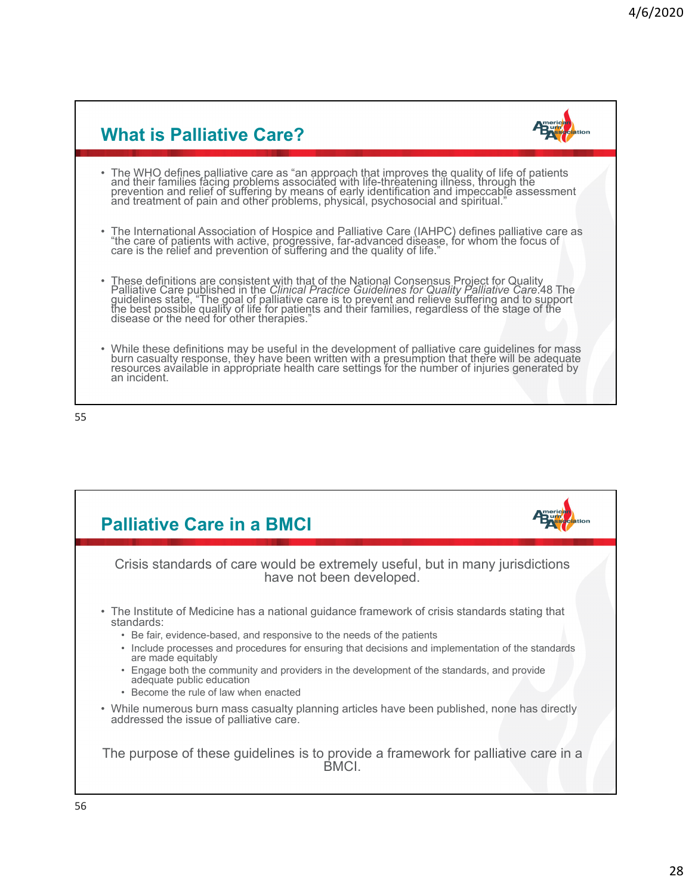## What is Palliative Care?

- The WHO defines palliative care as "an approach that improves the quality of life of patients and their families facing problems associated with life-threatening illness, through the prevention and relief of suffering by means of early identification and impeccable assessment and treatment of pain and other problems, physical, psychosocial and spiritual."
- The International Association of Hospice and Palliative Care (IAHPC) defines palliative care as "the care of patients with active, progressive, far-advanced disease, for whom the focus of care is the relief and prevention of suffering and the quality of life."
- These definitions are consistent with that of the National Consensus Project for Quality Palliative Care published in the *Clinical Practice Guidelines for Quality Palliative Care*.48 The guidelines state, "The goal of palliative care is to prevent and relieve suffering and to support the best possible quality of life for patients and their families, regardless of the stage of the disease or the need for other therapies."
- While these definitions may be useful in the development of palliative care guidelines for mass burn casualty response, they have been written with a presumption that there will be adequate resources available in appropriate health care settings for the number of injuries generated by an incident.

## Palliative Care in a BMCI

Crisis standards of care would be extremely useful, but in many jurisdictions have not been developed.

- The Institute of Medicine has a national guidance framework of crisis standards stating that standards:
  - Be fair, evidence-based, and responsive to the needs of the patients
  - Include processes and procedures for ensuring that decisions and implementation of the standards are made equitably
  - Engage both the community and providers in the development of the standards, and provide adequate public education
  - Become the rule of law when enacted
- While numerous burn mass casualty planning articles have been published, none has directly addressed the issue of palliative care.

The purpose of these guidelines is to provide a framework for palliative care in a BMCI.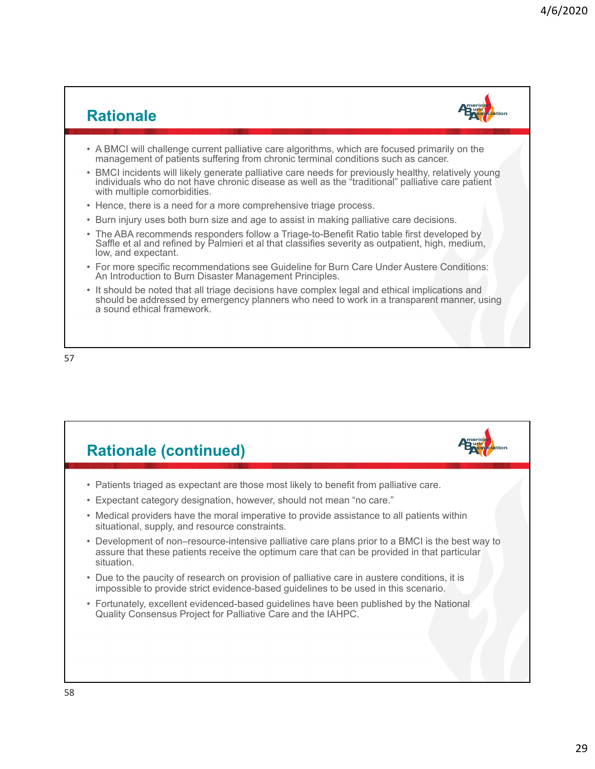## Rationale

- A BMCI will challenge current palliative care algorithms, which are focused primarily on the management of patients suffering from chronic terminal conditions such as cancer.
- BMCI incidents will likely generate palliative care needs for previously healthy, relatively young individuals who do not have chronic disease as well as the “traditional” palliative care patient with multiple comorbidities.
- Hence, there is a need for a more comprehensive triage process.
- Burn injury uses both burn size and age to assist in making palliative care decisions.
- The ABA recommends responders follow a Triage-to-Benefit Ratio table first developed by Saffle et al and refined by Palmieri et al that classifies severity as outpatient, high, medium, low, and expectant.
- For more specific recommendations see Guideline for Burn Care Under Austere Conditions: An Introduction to Burn Disaster Management Principles.
- It should be noted that all triage decisions have complex legal and ethical implications and should be addressed by emergency planners who need to work in a transparent manner, using a sound ethical framework.

## Rationale (continued)

- Patients triaged as expectant are those most likely to benefit from palliative care.
- Expectant category designation, however, should not mean “no care.”
- Medical providers have the moral imperative to provide assistance to all patients within situational, supply, and resource constraints.
- Development of non–resource-intensive palliative care plans prior to a BMCI is the best way to assure that these patients receive the optimum care that can be provided in that particular situation.
- Due to the paucity of research on provision of palliative care in austere conditions, it is impossible to provide strict evidence-based guidelines to be used in this scenario.
- Fortunately, excellent evidenced-based guidelines have been published by the National Quality Consensus Project for Palliative Care and the IAHPC.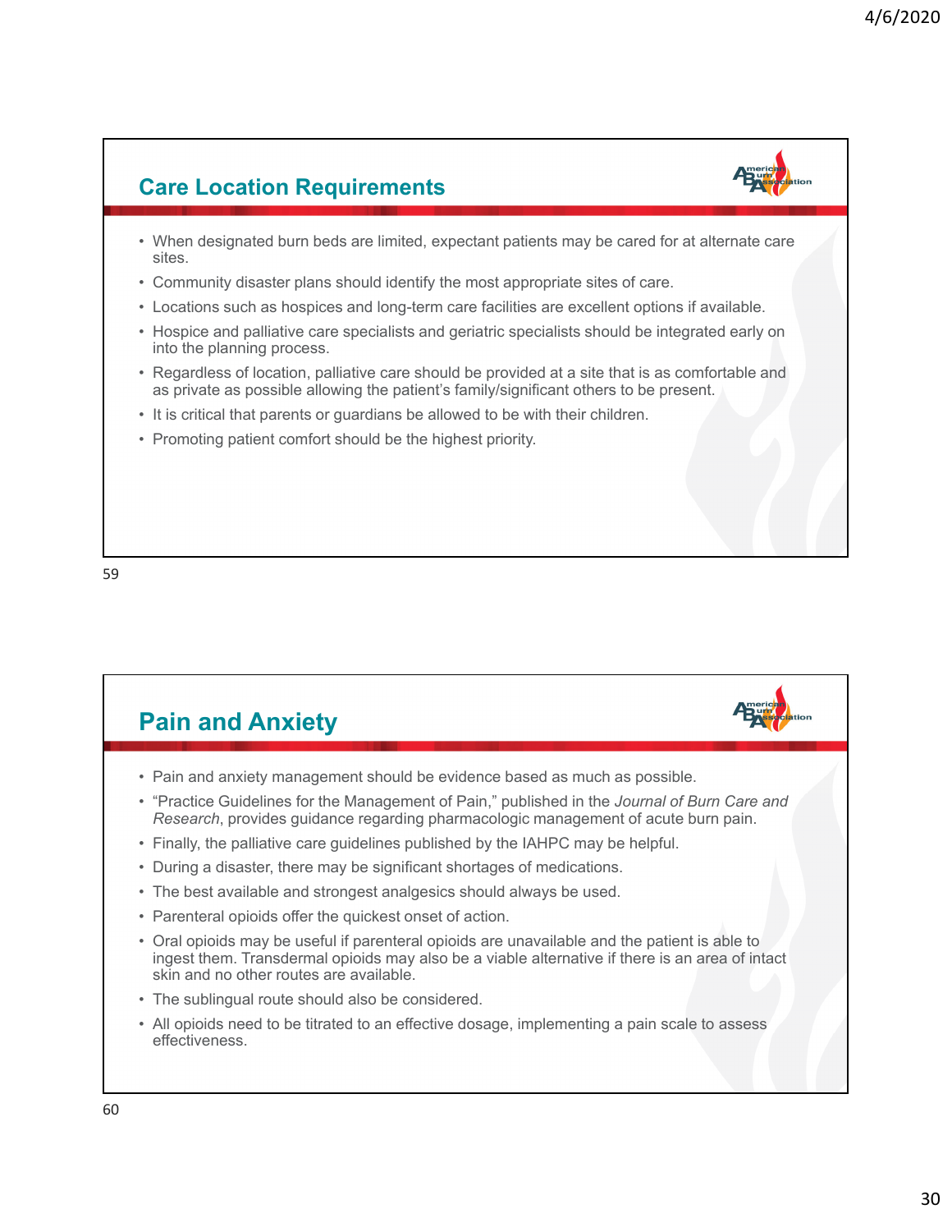## Care Location Requirements

- When designated burn beds are limited, expectant patients may be cared for at alternate care sites.
- Community disaster plans should identify the most appropriate sites of care.
- Locations such as hospices and long-term care facilities are excellent options if available.
- Hospice and palliative care specialists and geriatric specialists should be integrated early on into the planning process.
- Regardless of location, palliative care should be provided at a site that is as comfortable and as private as possible allowing the patient's family/significant others to be present.
- It is critical that parents or guardians be allowed to be with their children.
- Promoting patient comfort should be the highest priority.

## Pain and Anxiety

- Pain and anxiety management should be evidence based as much as possible.
- "Practice Guidelines for the Management of Pain," published in the *Journal of Burn Care and Research*, provides guidance regarding pharmacologic management of acute burn pain.
- Finally, the palliative care guidelines published by the IAHPC may be helpful.
- During a disaster, there may be significant shortages of medications.
- The best available and strongest analgesics should always be used.
- Parenteral opioids offer the quickest onset of action.
- Oral opioids may be useful if parenteral opioids are unavailable and the patient is able to ingest them. Transdermal opioids may also be a viable alternative if there is an area of intact skin and no other routes are available.
- The sublingual route should also be considered.
- All opioids need to be titrated to an effective dosage, implementing a pain scale to assess effectiveness.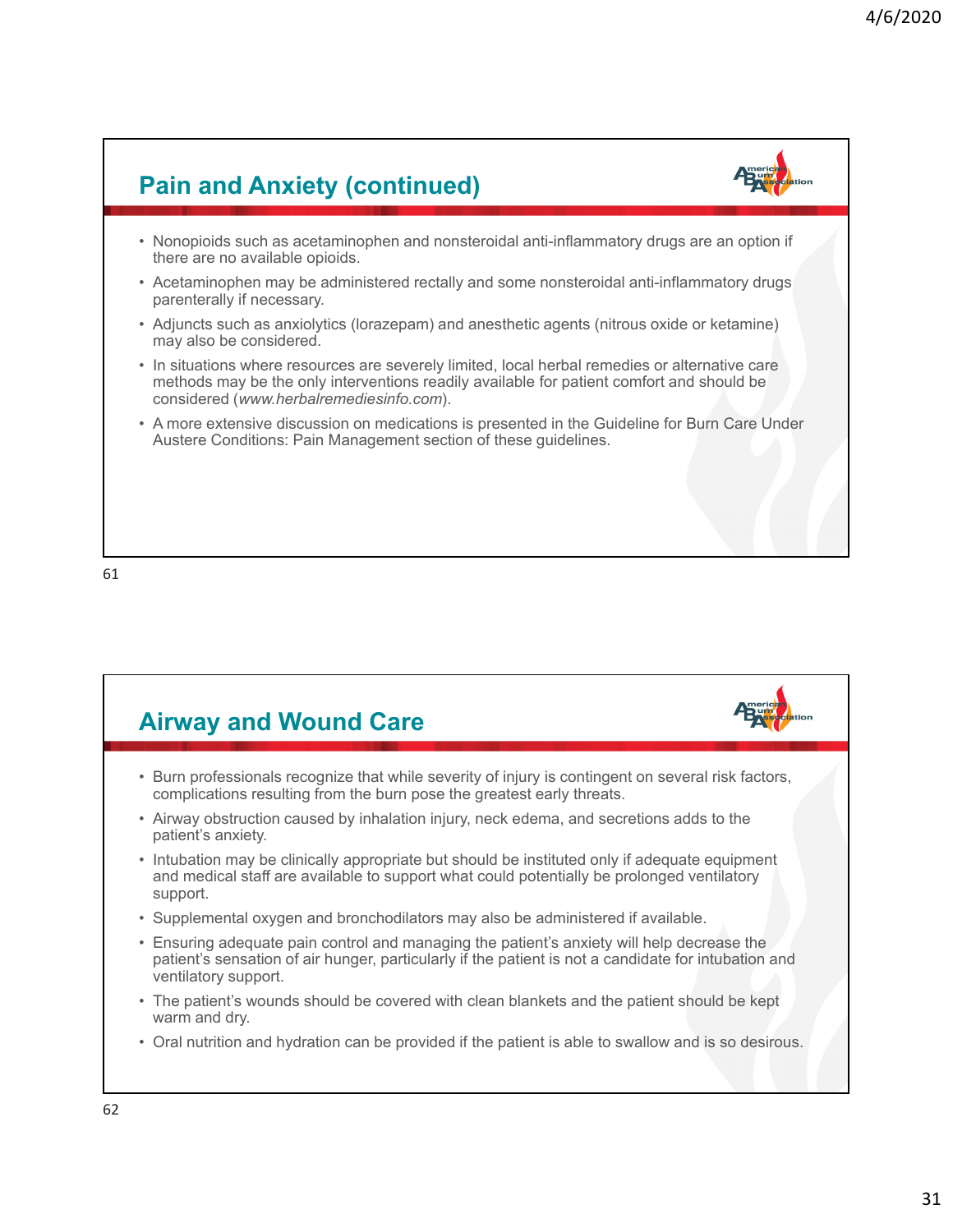## Pain and Anxiety (continued)

- Nonopioids such as acetaminophen and nonsteroidal anti-inflammatory drugs are an option if there are no available opioids.
- Acetaminophen may be administered rectally and some nonsteroidal anti-inflammatory drugs parenterally if necessary.
- Adjuncts such as anxiolytics (lorazepam) and anesthetic agents (nitrous oxide or ketamine) may also be considered.
- In situations where resources are severely limited, local herbal remedies or alternative care methods may be the only interventions readily available for patient comfort and should be considered (*www.herbalremediesinfo.com*).
- A more extensive discussion on medications is presented in the Guideline for Burn Care Under Austere Conditions: Pain Management section of these guidelines.

## Airway and Wound Care

- Burn professionals recognize that while severity of injury is contingent on several risk factors, complications resulting from the burn pose the greatest early threats.
- Airway obstruction caused by inhalation injury, neck edema, and secretions adds to the patient's anxiety.
- Intubation may be clinically appropriate but should be instituted only if adequate equipment and medical staff are available to support what could potentially be prolonged ventilatory support.
- Supplemental oxygen and bronchodilators may also be administered if available.
- Ensuring adequate pain control and managing the patient's anxiety will help decrease the patient's sensation of air hunger, particularly if the patient is not a candidate for intubation and ventilatory support.
- The patient's wounds should be covered with clean blankets and the patient should be kept warm and dry.
- Oral nutrition and hydration can be provided if the patient is able to swallow and is so desirous.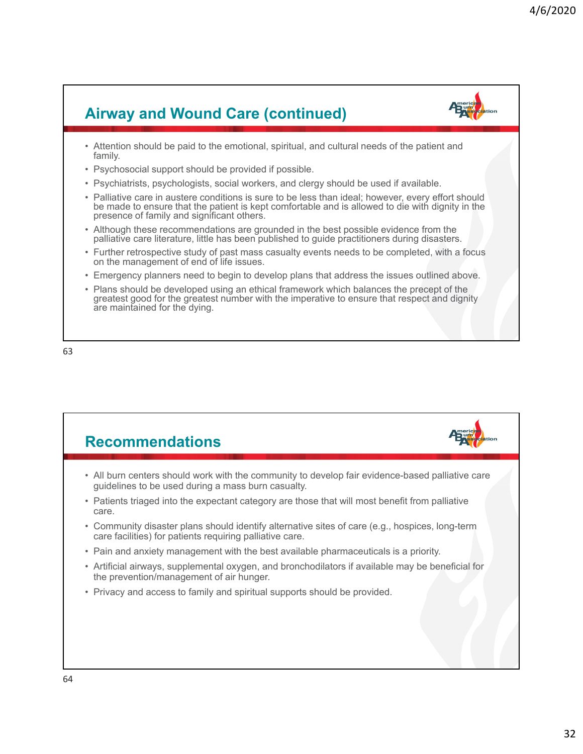## Airway and Wound Care (continued)

- Attention should be paid to the emotional, spiritual, and cultural needs of the patient and family.
- Psychosocial support should be provided if possible.
- Psychiatrists, psychologists, social workers, and clergy should be used if available.
- Palliative care in austere conditions is sure to be less than ideal; however, every effort should be made to ensure that the patient is kept comfortable and is allowed to die with dignity in the presence of family and significant others.
- Although these recommendations are grounded in the best possible evidence from the palliative care literature, little has been published to guide practitioners during disasters.
- Further retrospective study of past mass casualty events needs to be completed, with a focus on the management of end of life issues.
- Emergency planners need to begin to develop plans that address the issues outlined above.
- Plans should be developed using an ethical framework which balances the precept of the greatest good for the greatest number with the imperative to ensure that respect and dignity are maintained for the dying.

## Recommendations

- All burn centers should work with the community to develop fair evidence-based palliative care guidelines to be used during a mass burn casualty.
- Patients triaged into the expectant category are those that will most benefit from palliative care.
- Community disaster plans should identify alternative sites of care (e.g., hospices, long-term care facilities) for patients requiring palliative care.
- Pain and anxiety management with the best available pharmaceuticals is a priority.
- Artificial airways, supplemental oxygen, and bronchodilators if available may be beneficial for the prevention/management of air hunger.
- Privacy and access to family and spiritual supports should be provided.